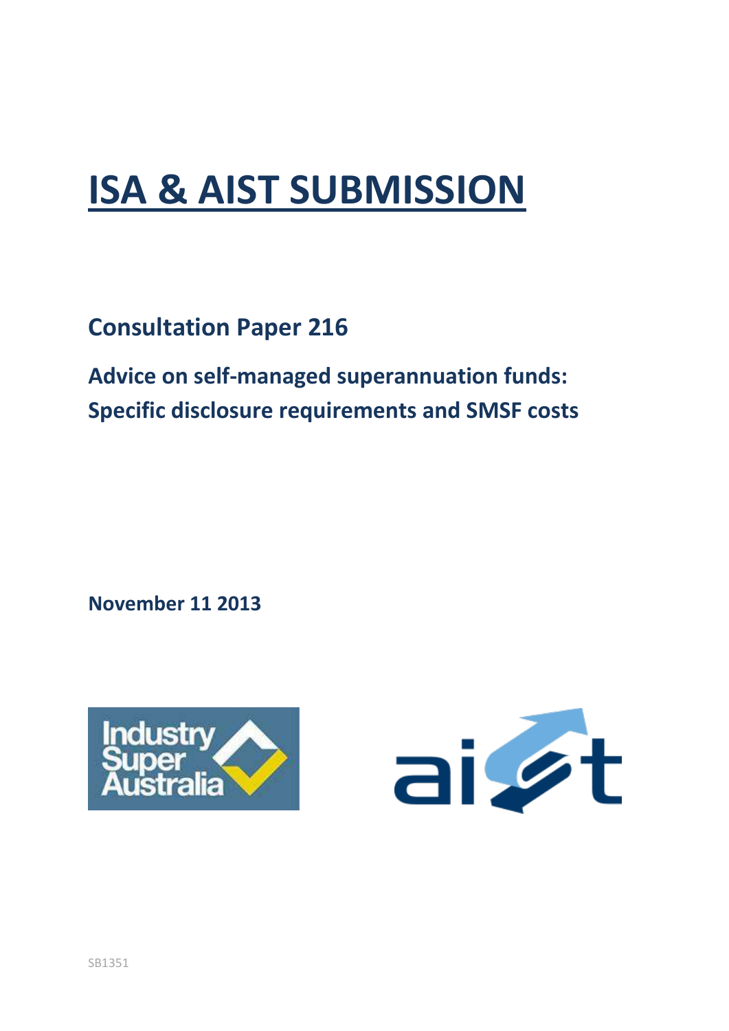# ISA & AIST SUBMISSION

## Consultation Paper 216

## Advice on self-managed superannuation funds: Specific disclosure requirements and SMSF costs

**November 11 2013**

SB1351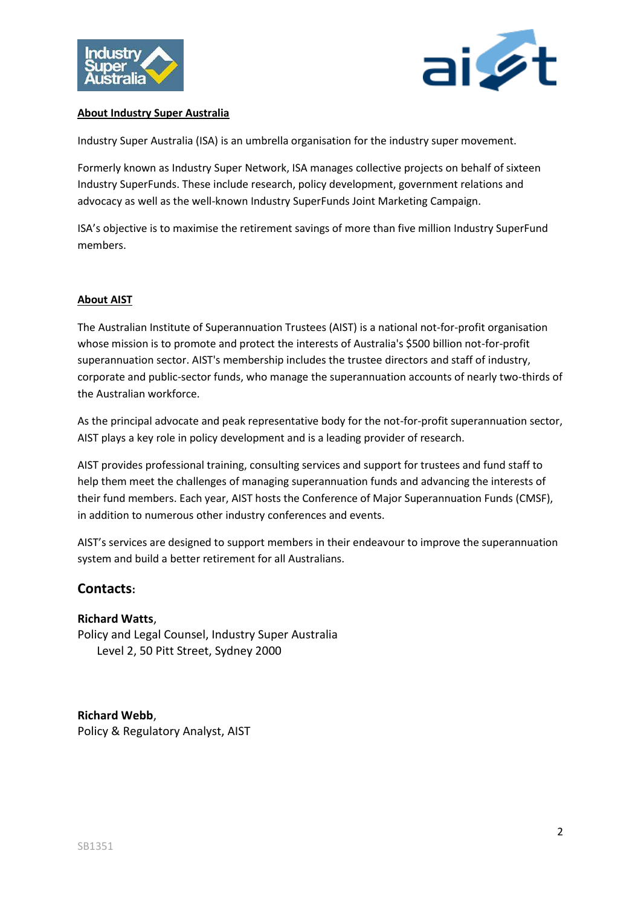**About Industry Super Australia**

Industry Super Australia (ISA) is an umbrella organisation for the industry super movement.

Formerly known as Industry Super Network, ISA manages collective projects on behalf of sixteen Industry SuperFunds. These include research, policy development, government relations and advocacy as well as the well-known Industry SuperFunds Joint Marketing Campaign.

ISA's objective is to maximise the retirement savings of more than five million Industry SuperFund members.

**About AIST**

The Australian Institute of Superannuation Trustees (AIST) is a national not-for-profit organisation whose mission is to promote and protect the interests of Australia's $500 billion not-for-profit superannuation sector. AIST's membership includes the trustee directors and staff of industry, corporate and public-sector funds, who manage the superannuation accounts of nearly two-thirds of the Australian workforce.

As the principal advocate and peak representative body for the not-for-profit superannuation sector, AIST plays a key role in policy development and is a leading provider of research.

AIST provides professional training, consulting services and support for trustees and fund staff to help them meet the challenges of managing superannuation funds and advancing the interests of their fund members. Each year, AIST hosts the Conference of Major Superannuation Funds (CMSF), in addition to numerous other industry conferences and events.

AIST's services are designed to support members in their endeavour to improve the superannuation system and build a better retirement for all Australians.

## Contacts:

**Richard Watts**,
Policy and Legal Counsel, Industry Super Australia
Level 2, 50 Pitt Street, Sydney 2000

**Richard Webb**,
Policy & Regulatory Analyst, AIST

SB1351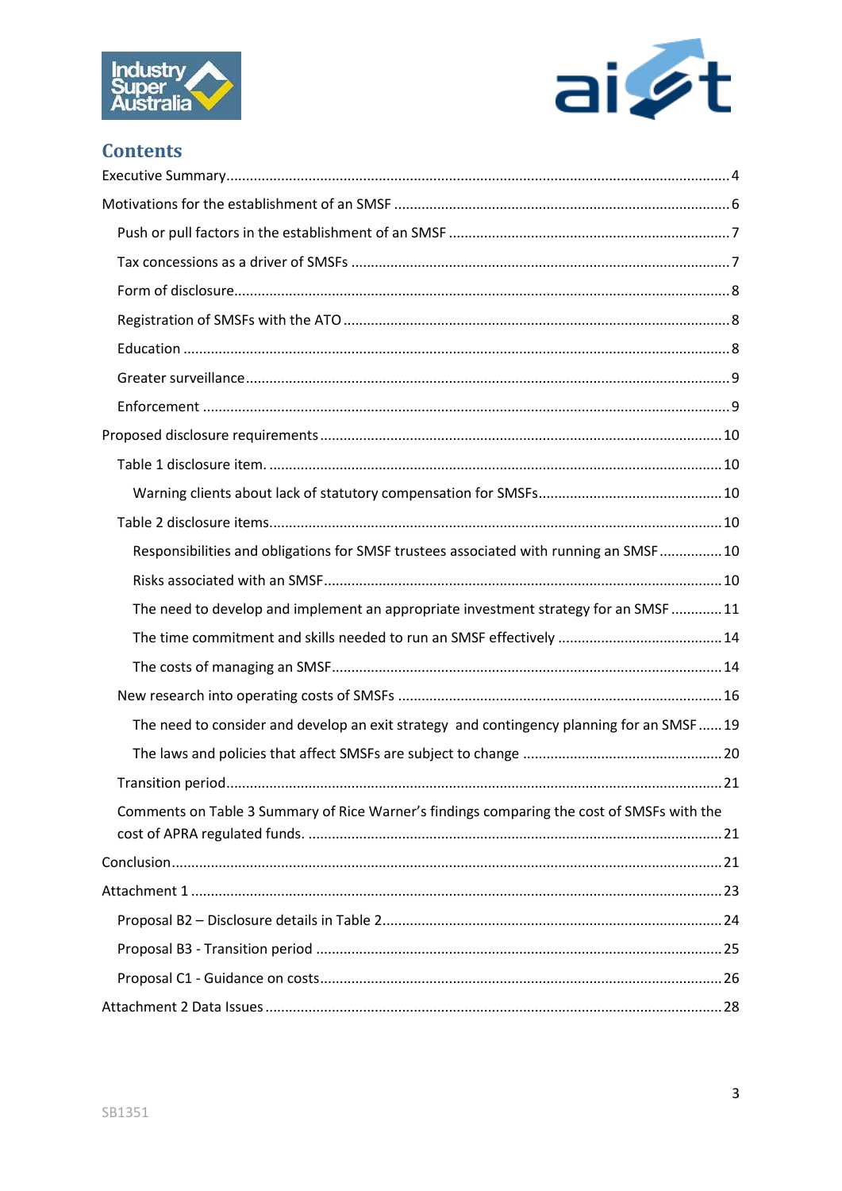## Contents

- Executive Summary .......... 4
- Motivations for the establishment of an SMSF .......... 6
  - Push or pull factors in the establishment of an SMSF .......... 7
  - Tax concessions as a driver of SMSFs .......... 7
  - Form of disclosure .......... 8
  - Registration of SMSFs with the ATO .......... 8
  - Education .......... 8
  - Greater surveillance .......... 9
  - Enforcement .......... 9
- Proposed disclosure requirements .......... 10
  - Table 1 disclosure item. .......... 10
    - Warning clients about lack of statutory compensation for SMSFs .......... 10
  - Table 2 disclosure items .......... 10
    - Responsibilities and obligations for SMSF trustees associated with running an SMSF .......... 10
    - Risks associated with an SMSF .......... 10
    - The need to develop and implement an appropriate investment strategy for an SMSF .......... 11
    - The time commitment and skills needed to run an SMSF effectively .......... 14
    - The costs of managing an SMSF .......... 14
  - New research into operating costs of SMSFs .......... 16
    - The need to consider and develop an exit strategy and contingency planning for an SMSF .......... 19
    - The laws and policies that affect SMSFs are subject to change .......... 20
  - Transition period .......... 21
  - Comments on Table 3 Summary of Rice Warner's findings comparing the cost of SMSFs with the cost of APRA regulated funds. .......... 21
- Conclusion .......... 21
- Attachment 1 .......... 23
  - Proposal B2 – Disclosure details in Table 2 .......... 24
  - Proposal B3 - Transition period .......... 25
  - Proposal C1 - Guidance on costs .......... 26
- Attachment 2 Data Issues .......... 28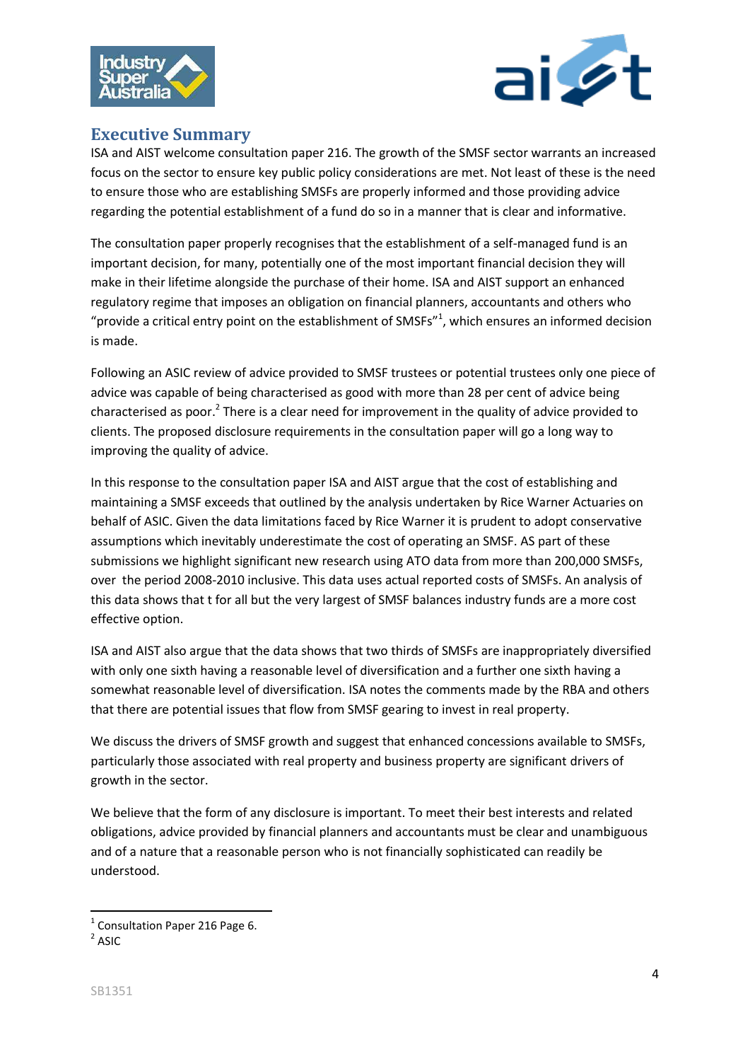## Executive Summary

ISA and AIST welcome consultation paper 216. The growth of the SMSF sector warrants an increased focus on the sector to ensure key public policy considerations are met. Not least of these is the need to ensure those who are establishing SMSFs are properly informed and those providing advice regarding the potential establishment of a fund do so in a manner that is clear and informative.

The consultation paper properly recognises that the establishment of a self-managed fund is an important decision, for many, potentially one of the most important financial decision they will make in their lifetime alongside the purchase of their home. ISA and AIST support an enhanced regulatory regime that imposes an obligation on financial planners, accountants and others who "provide a critical entry point on the establishment of SMSFs"[1], which ensures an informed decision is made.

Following an ASIC review of advice provided to SMSF trustees or potential trustees only one piece of advice was capable of being characterised as good with more than 28 per cent of advice being characterised as poor.[2] There is a clear need for improvement in the quality of advice provided to clients. The proposed disclosure requirements in the consultation paper will go a long way to improving the quality of advice.

In this response to the consultation paper ISA and AIST argue that the cost of establishing and maintaining a SMSF exceeds that outlined by the analysis undertaken by Rice Warner Actuaries on behalf of ASIC. Given the data limitations faced by Rice Warner it is prudent to adopt conservative assumptions which inevitably underestimate the cost of operating an SMSF. AS part of these submissions we highlight significant new research using ATO data from more than 200,000 SMSFs, over the period 2008-2010 inclusive. This data uses actual reported costs of SMSFs. An analysis of this data shows that t for all but the very largest of SMSF balances industry funds are a more cost effective option.

ISA and AIST also argue that the data shows that two thirds of SMSFs are inappropriately diversified with only one sixth having a reasonable level of diversification and a further one sixth having a somewhat reasonable level of diversification. ISA notes the comments made by the RBA and others that there are potential issues that flow from SMSF gearing to invest in real property.

We discuss the drivers of SMSF growth and suggest that enhanced concessions available to SMSFs, particularly those associated with real property and business property are significant drivers of growth in the sector.

We believe that the form of any disclosure is important. To meet their best interests and related obligations, advice provided by financial planners and accountants must be clear and unambiguous and of a nature that a reasonable person who is not financially sophisticated can readily be understood.

---

[1] Consultation Paper 216 Page 6.

[2] ASIC

SB1351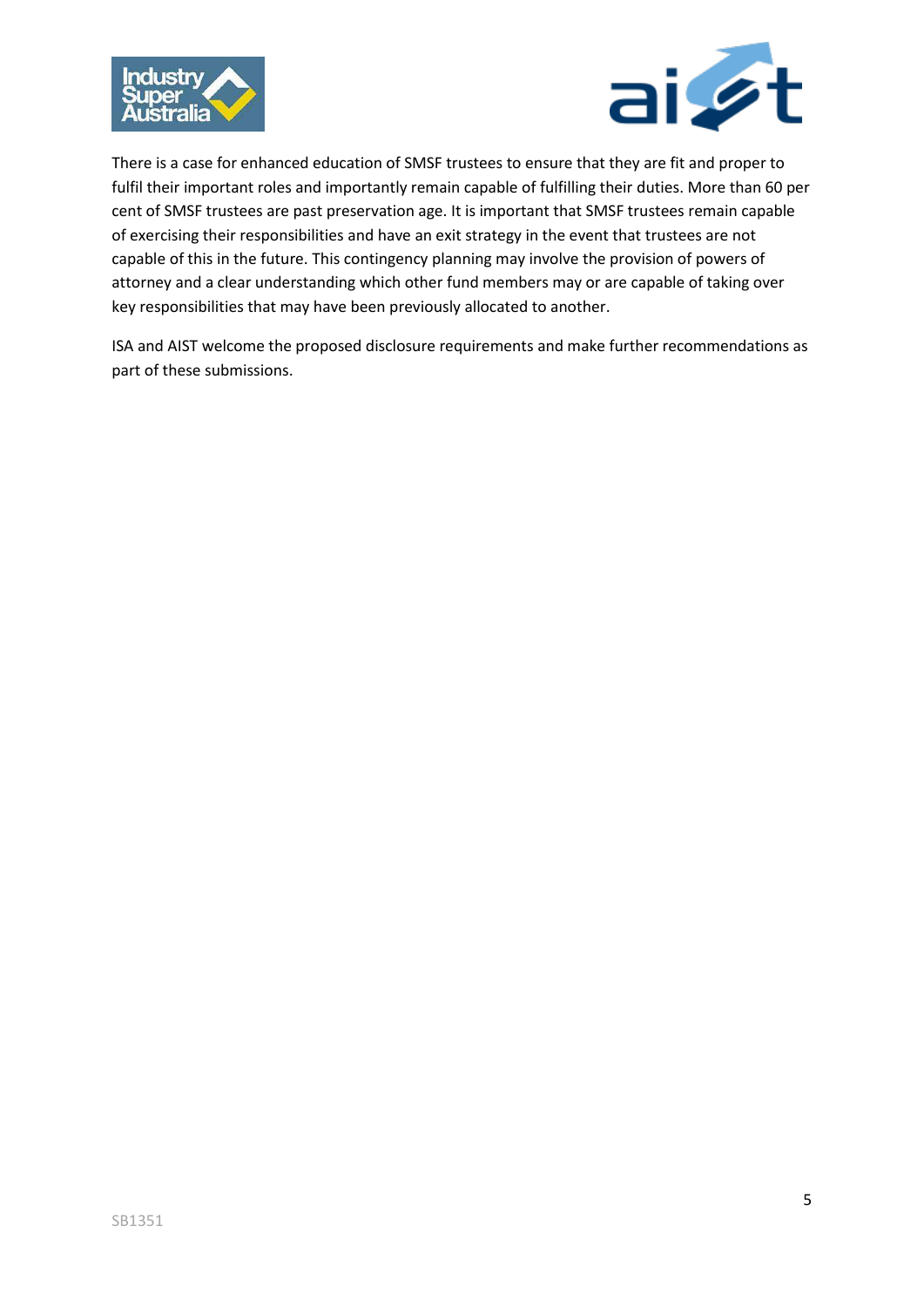There is a case for enhanced education of SMSF trustees to ensure that they are fit and proper to fulfil their important roles and importantly remain capable of fulfilling their duties. More than 60 per cent of SMSF trustees are past preservation age. It is important that SMSF trustees remain capable of exercising their responsibilities and have an exit strategy in the event that trustees are not capable of this in the future. This contingency planning may involve the provision of powers of attorney and a clear understanding which other fund members may or are capable of taking over key responsibilities that may have been previously allocated to another.

ISA and AIST welcome the proposed disclosure requirements and make further recommendations as part of these submissions.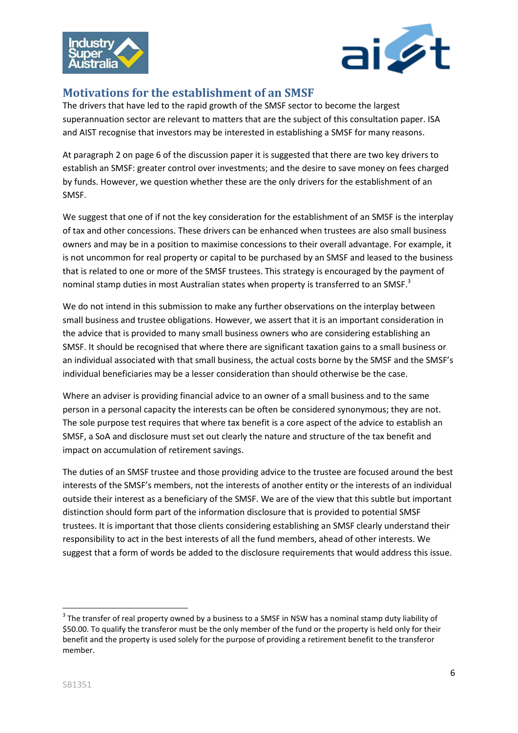## Motivations for the establishment of an SMSF

The drivers that have led to the rapid growth of the SMSF sector to become the largest superannuation sector are relevant to matters that are the subject of this consultation paper. ISA and AIST recognise that investors may be interested in establishing a SMSF for many reasons.

At paragraph 2 on page 6 of the discussion paper it is suggested that there are two key drivers to establish an SMSF: greater control over investments; and the desire to save money on fees charged by funds. However, we question whether these are the only drivers for the establishment of an SMSF.

We suggest that one of if not the key consideration for the establishment of an SMSF is the interplay of tax and other concessions. These drivers can be enhanced when trustees are also small business owners and may be in a position to maximise concessions to their overall advantage. For example, it is not uncommon for real property or capital to be purchased by an SMSF and leased to the business that is related to one or more of the SMSF trustees. This strategy is encouraged by the payment of nominal stamp duties in most Australian states when property is transferred to an SMSF.[3]

We do not intend in this submission to make any further observations on the interplay between small business and trustee obligations. However, we assert that it is an important consideration in the advice that is provided to many small business owners who are considering establishing an SMSF. It should be recognised that where there are significant taxation gains to a small business or an individual associated with that small business, the actual costs borne by the SMSF and the SMSF's individual beneficiaries may be a lesser consideration than should otherwise be the case.

Where an adviser is providing financial advice to an owner of a small business and to the same person in a personal capacity the interests can be often be considered synonymous; they are not. The sole purpose test requires that where tax benefit is a core aspect of the advice to establish an SMSF, a SoA and disclosure must set out clearly the nature and structure of the tax benefit and impact on accumulation of retirement savings.

The duties of an SMSF trustee and those providing advice to the trustee are focused around the best interests of the SMSF's members, not the interests of another entity or the interests of an individual outside their interest as a beneficiary of the SMSF. We are of the view that this subtle but important distinction should form part of the information disclosure that is provided to potential SMSF trustees. It is important that those clients considering establishing an SMSF clearly understand their responsibility to act in the best interests of all the fund members, ahead of other interests. We suggest that a form of words be added to the disclosure requirements that would address this issue.

---

[3] The transfer of real property owned by a business to a SMSF in NSW has a nominal stamp duty liability of $50.00. To qualify the transferor must be the only member of the fund or the property is held only for their benefit and the property is used solely for the purpose of providing a retirement benefit to the transferor member.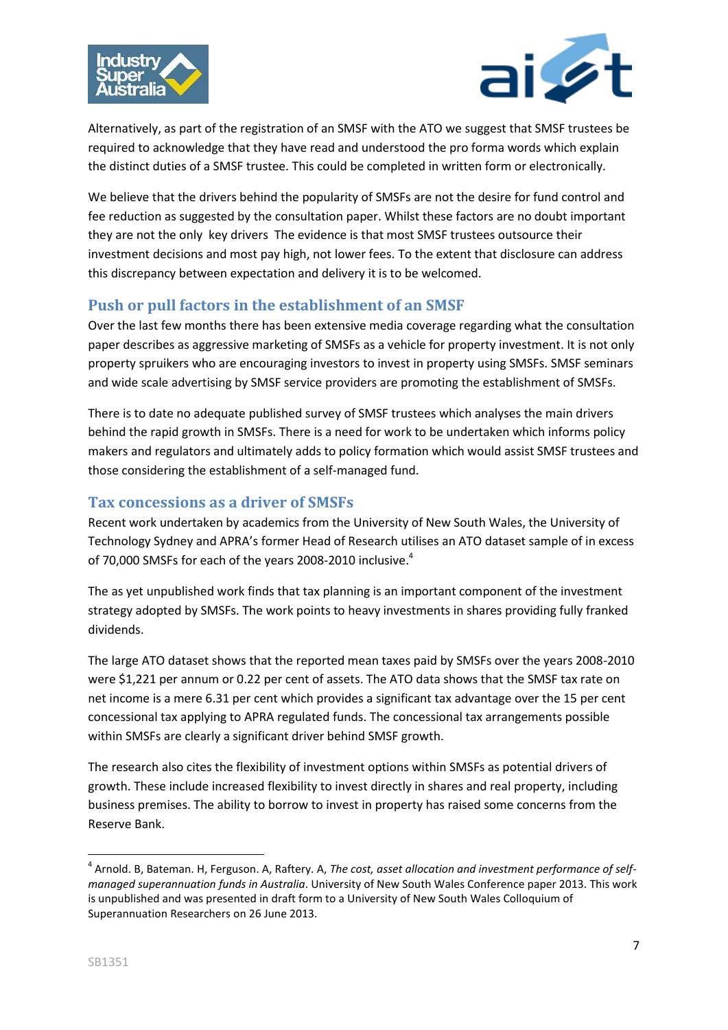Alternatively, as part of the registration of an SMSF with the ATO we suggest that SMSF trustees be required to acknowledge that they have read and understood the pro forma words which explain the distinct duties of a SMSF trustee. This could be completed in written form or electronically.

We believe that the drivers behind the popularity of SMSFs are not the desire for fund control and fee reduction as suggested by the consultation paper. Whilst these factors are no doubt important they are not the only key drivers The evidence is that most SMSF trustees outsource their investment decisions and most pay high, not lower fees. To the extent that disclosure can address this discrepancy between expectation and delivery it is to be welcomed.

## Push or pull factors in the establishment of an SMSF

Over the last few months there has been extensive media coverage regarding what the consultation paper describes as aggressive marketing of SMSFs as a vehicle for property investment. It is not only property spruikers who are encouraging investors to invest in property using SMSFs. SMSF seminars and wide scale advertising by SMSF service providers are promoting the establishment of SMSFs.

There is to date no adequate published survey of SMSF trustees which analyses the main drivers behind the rapid growth in SMSFs. There is a need for work to be undertaken which informs policy makers and regulators and ultimately adds to policy formation which would assist SMSF trustees and those considering the establishment of a self-managed fund.

## Tax concessions as a driver of SMSFs

Recent work undertaken by academics from the University of New South Wales, the University of Technology Sydney and APRA's former Head of Research utilises an ATO dataset sample of in excess of 70,000 SMSFs for each of the years 2008-2010 inclusive.[4]

The as yet unpublished work finds that tax planning is an important component of the investment strategy adopted by SMSFs. The work points to heavy investments in shares providing fully franked dividends.

The large ATO dataset shows that the reported mean taxes paid by SMSFs over the years 2008-2010 were $1,221 per annum or 0.22 per cent of assets. The ATO data shows that the SMSF tax rate on net income is a mere 6.31 per cent which provides a significant tax advantage over the 15 per cent concessional tax applying to APRA regulated funds. The concessional tax arrangements possible within SMSFs are clearly a significant driver behind SMSF growth.

The research also cites the flexibility of investment options within SMSFs as potential drivers of growth. These include increased flexibility to invest directly in shares and real property, including business premises. The ability to borrow to invest in property has raised some concerns from the Reserve Bank.

---

[4] Arnold. B, Bateman. H, Ferguson. A, Raftery. A, *The cost, asset allocation and investment performance of self-managed superannuation funds in Australia*. University of New South Wales Conference paper 2013. This work is unpublished and was presented in draft form to a University of New South Wales Colloquium of Superannuation Researchers on 26 June 2013.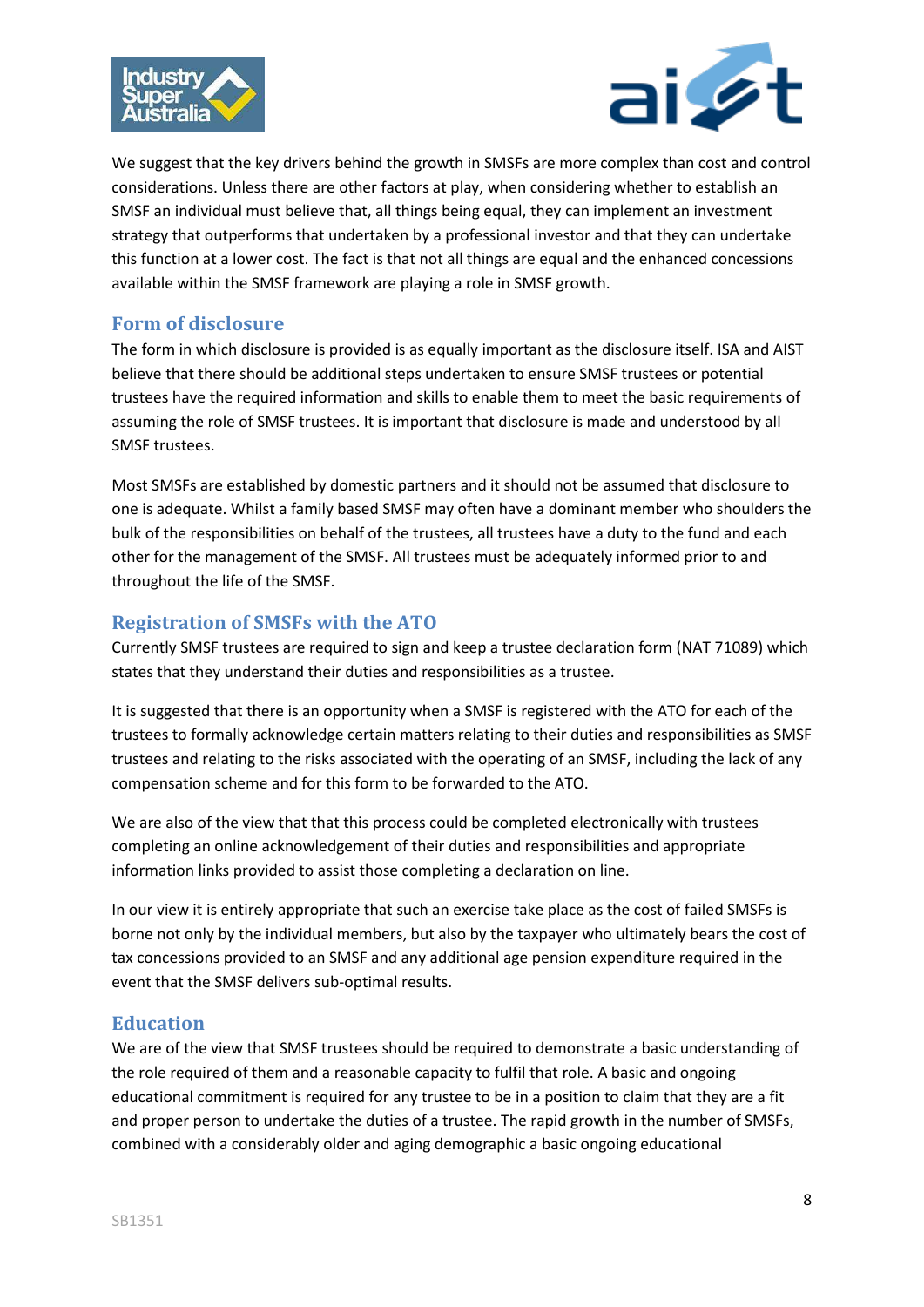We suggest that the key drivers behind the growth in SMSFs are more complex than cost and control considerations. Unless there are other factors at play, when considering whether to establish an SMSF an individual must believe that, all things being equal, they can implement an investment strategy that outperforms that undertaken by a professional investor and that they can undertake this function at a lower cost. The fact is that not all things are equal and the enhanced concessions available within the SMSF framework are playing a role in SMSF growth.

## Form of disclosure

The form in which disclosure is provided is as equally important as the disclosure itself. ISA and AIST believe that there should be additional steps undertaken to ensure SMSF trustees or potential trustees have the required information and skills to enable them to meet the basic requirements of assuming the role of SMSF trustees. It is important that disclosure is made and understood by all SMSF trustees.

Most SMSFs are established by domestic partners and it should not be assumed that disclosure to one is adequate. Whilst a family based SMSF may often have a dominant member who shoulders the bulk of the responsibilities on behalf of the trustees, all trustees have a duty to the fund and each other for the management of the SMSF. All trustees must be adequately informed prior to and throughout the life of the SMSF.

## Registration of SMSFs with the ATO

Currently SMSF trustees are required to sign and keep a trustee declaration form (NAT 71089) which states that they understand their duties and responsibilities as a trustee.

It is suggested that there is an opportunity when a SMSF is registered with the ATO for each of the trustees to formally acknowledge certain matters relating to their duties and responsibilities as SMSF trustees and relating to the risks associated with the operating of an SMSF, including the lack of any compensation scheme and for this form to be forwarded to the ATO.

We are also of the view that that this process could be completed electronically with trustees completing an online acknowledgement of their duties and responsibilities and appropriate information links provided to assist those completing a declaration on line.

In our view it is entirely appropriate that such an exercise take place as the cost of failed SMSFs is borne not only by the individual members, but also by the taxpayer who ultimately bears the cost of tax concessions provided to an SMSF and any additional age pension expenditure required in the event that the SMSF delivers sub-optimal results.

## Education

We are of the view that SMSF trustees should be required to demonstrate a basic understanding of the role required of them and a reasonable capacity to fulfil that role. A basic and ongoing educational commitment is required for any trustee to be in a position to claim that they are a fit and proper person to undertake the duties of a trustee. The rapid growth in the number of SMSFs, combined with a considerably older and aging demographic a basic ongoing educational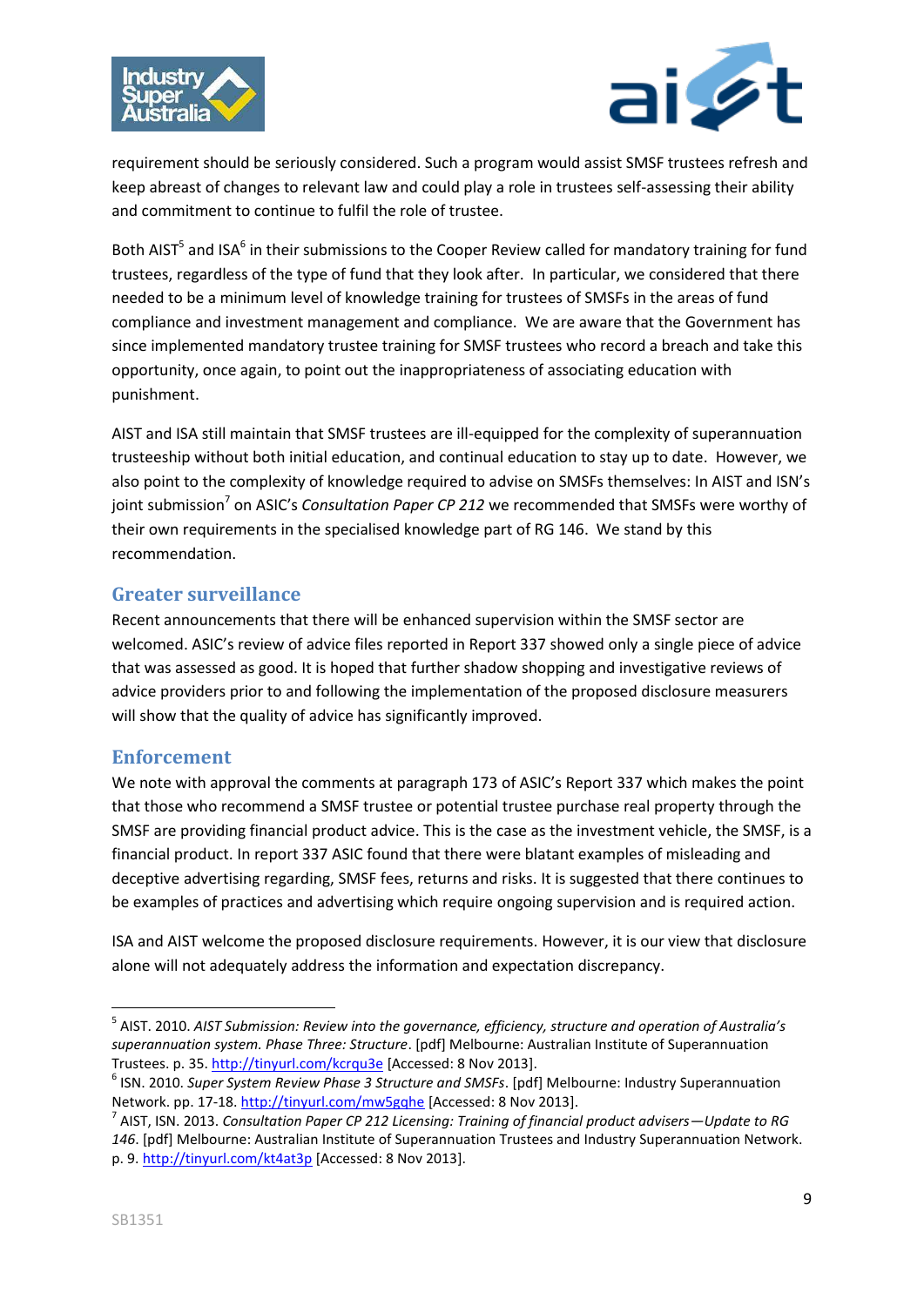requirement should be seriously considered. Such a program would assist SMSF trustees refresh and keep abreast of changes to relevant law and could play a role in trustees self-assessing their ability and commitment to continue to fulfil the role of trustee.

Both AIST[5] and ISA[6] in their submissions to the Cooper Review called for mandatory training for fund trustees, regardless of the type of fund that they look after. In particular, we considered that there needed to be a minimum level of knowledge training for trustees of SMSFs in the areas of fund compliance and investment management and compliance. We are aware that the Government has since implemented mandatory trustee training for SMSF trustees who record a breach and take this opportunity, once again, to point out the inappropriateness of associating education with punishment.

AIST and ISA still maintain that SMSF trustees are ill-equipped for the complexity of superannuation trusteeship without both initial education, and continual education to stay up to date. However, we also point to the complexity of knowledge required to advise on SMSFs themselves: In AIST and ISN's joint submission[7] on ASIC's *Consultation Paper CP 212* we recommended that SMSFs were worthy of their own requirements in the specialised knowledge part of RG 146. We stand by this recommendation.

## Greater surveillance

Recent announcements that there will be enhanced supervision within the SMSF sector are welcomed. ASIC's review of advice files reported in Report 337 showed only a single piece of advice that was assessed as good. It is hoped that further shadow shopping and investigative reviews of advice providers prior to and following the implementation of the proposed disclosure measurers will show that the quality of advice has significantly improved.

## Enforcement

We note with approval the comments at paragraph 173 of ASIC's Report 337 which makes the point that those who recommend a SMSF trustee or potential trustee purchase real property through the SMSF are providing financial product advice. This is the case as the investment vehicle, the SMSF, is a financial product. In report 337 ASIC found that there were blatant examples of misleading and deceptive advertising regarding, SMSF fees, returns and risks. It is suggested that there continues to be examples of practices and advertising which require ongoing supervision and is required action.

ISA and AIST welcome the proposed disclosure requirements. However, it is our view that disclosure alone will not adequately address the information and expectation discrepancy.

---

[5] AIST. 2010. *AIST Submission: Review into the governance, efficiency, structure and operation of Australia's superannuation system. Phase Three: Structure*. [pdf] Melbourne: Australian Institute of Superannuation Trustees. p. 35. http://tinyurl.com/kcrqu3e [Accessed: 8 Nov 2013].

[6] ISN. 2010. *Super System Review Phase 3 Structure and SMSFs*. [pdf] Melbourne: Industry Superannuation Network. pp. 17-18. http://tinyurl.com/mw5gqhe [Accessed: 8 Nov 2013].

[7] AIST, ISN. 2013. *Consultation Paper CP 212 Licensing: Training of financial product advisers—Update to RG 146*. [pdf] Melbourne: Australian Institute of Superannuation Trustees and Industry Superannuation Network. p. 9. http://tinyurl.com/kt4at3p [Accessed: 8 Nov 2013].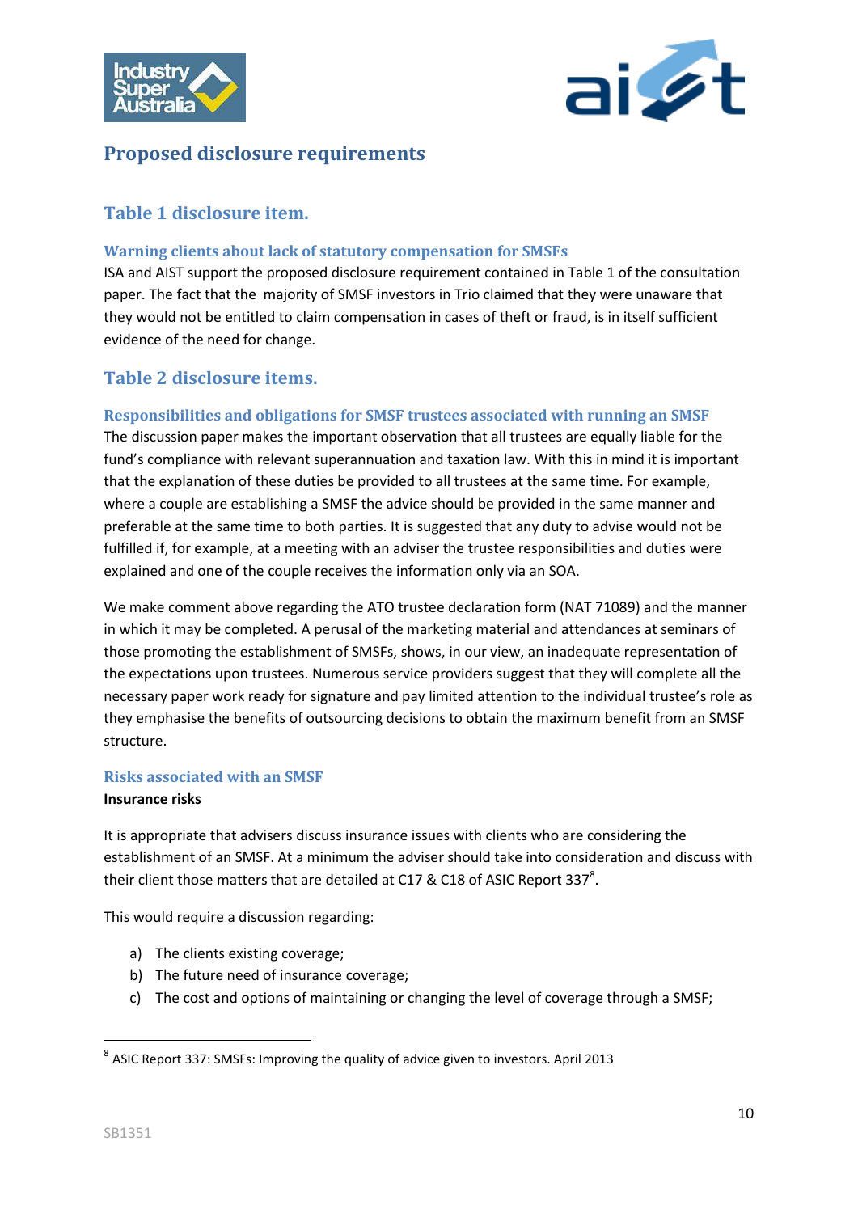## Proposed disclosure requirements

### Table 1 disclosure item.

#### Warning clients about lack of statutory compensation for SMSFs

ISA and AIST support the proposed disclosure requirement contained in Table 1 of the consultation paper. The fact that the majority of SMSF investors in Trio claimed that they were unaware that they would not be entitled to claim compensation in cases of theft or fraud, is in itself sufficient evidence of the need for change.

### Table 2 disclosure items.

#### Responsibilities and obligations for SMSF trustees associated with running an SMSF

The discussion paper makes the important observation that all trustees are equally liable for the fund's compliance with relevant superannuation and taxation law. With this in mind it is important that the explanation of these duties be provided to all trustees at the same time. For example, where a couple are establishing a SMSF the advice should be provided in the same manner and preferable at the same time to both parties. It is suggested that any duty to advise would not be fulfilled if, for example, at a meeting with an adviser the trustee responsibilities and duties were explained and one of the couple receives the information only via an SOA.

We make comment above regarding the ATO trustee declaration form (NAT 71089) and the manner in which it may be completed. A perusal of the marketing material and attendances at seminars of those promoting the establishment of SMSFs, shows, in our view, an inadequate representation of the expectations upon trustees. Numerous service providers suggest that they will complete all the necessary paper work ready for signature and pay limited attention to the individual trustee's role as they emphasise the benefits of outsourcing decisions to obtain the maximum benefit from an SMSF structure.

#### Risks associated with an SMSF

**Insurance risks**

It is appropriate that advisers discuss insurance issues with clients who are considering the establishment of an SMSF. At a minimum the adviser should take into consideration and discuss with their client those matters that are detailed at C17 & C18 of ASIC Report 337[8].

This would require a discussion regarding:

a) The clients existing coverage;
b) The future need of insurance coverage;
c) The cost and options of maintaining or changing the level of coverage through a SMSF;

---

[8] ASIC Report 337: SMSFs: Improving the quality of advice given to investors. April 2013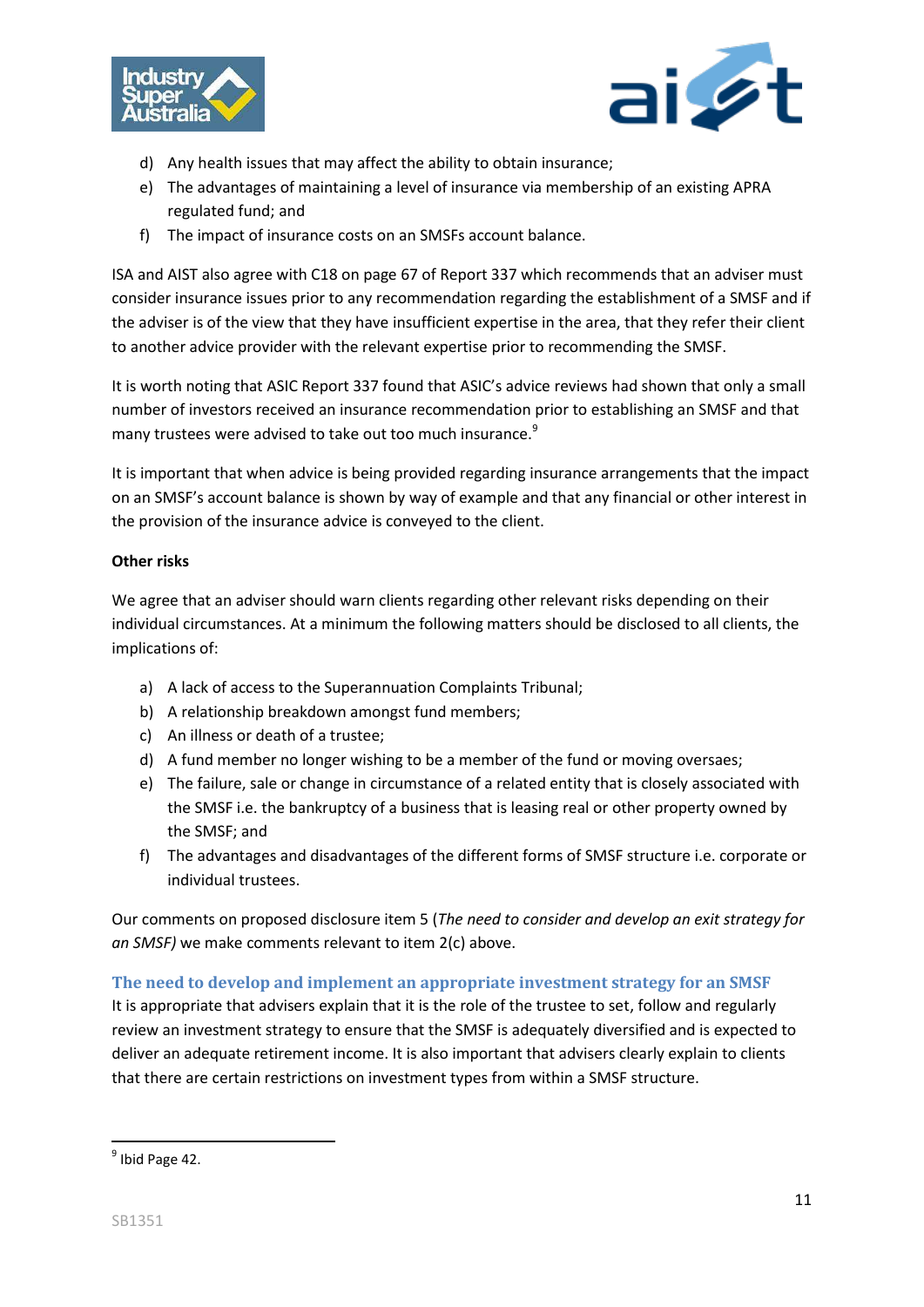d) Any health issues that may affect the ability to obtain insurance;
e) The advantages of maintaining a level of insurance via membership of an existing APRA regulated fund; and
f) The impact of insurance costs on an SMSFs account balance.

ISA and AIST also agree with C18 on page 67 of Report 337 which recommends that an adviser must consider insurance issues prior to any recommendation regarding the establishment of a SMSF and if the adviser is of the view that they have insufficient expertise in the area, that they refer their client to another advice provider with the relevant expertise prior to recommending the SMSF.

It is worth noting that ASIC Report 337 found that ASIC's advice reviews had shown that only a small number of investors received an insurance recommendation prior to establishing an SMSF and that many trustees were advised to take out too much insurance.[9]

It is important that when advice is being provided regarding insurance arrangements that the impact on an SMSF's account balance is shown by way of example and that any financial or other interest in the provision of the insurance advice is conveyed to the client.

**Other risks**

We agree that an adviser should warn clients regarding other relevant risks depending on their individual circumstances. At a minimum the following matters should be disclosed to all clients, the implications of:

a) A lack of access to the Superannuation Complaints Tribunal;
b) A relationship breakdown amongst fund members;
c) An illness or death of a trustee;
d) A fund member no longer wishing to be a member of the fund or moving oversaes;
e) The failure, sale or change in circumstance of a related entity that is closely associated with the SMSF i.e. the bankruptcy of a business that is leasing real or other property owned by the SMSF; and
f) The advantages and disadvantages of the different forms of SMSF structure i.e. corporate or individual trustees.

Our comments on proposed disclosure item 5 (*The need to consider and develop an exit strategy for an SMSF)* we make comments relevant to item 2(c) above.

## The need to develop and implement an appropriate investment strategy for an SMSF

It is appropriate that advisers explain that it is the role of the trustee to set, follow and regularly review an investment strategy to ensure that the SMSF is adequately diversified and is expected to deliver an adequate retirement income. It is also important that advisers clearly explain to clients that there are certain restrictions on investment types from within a SMSF structure.

[9] Ibid Page 42.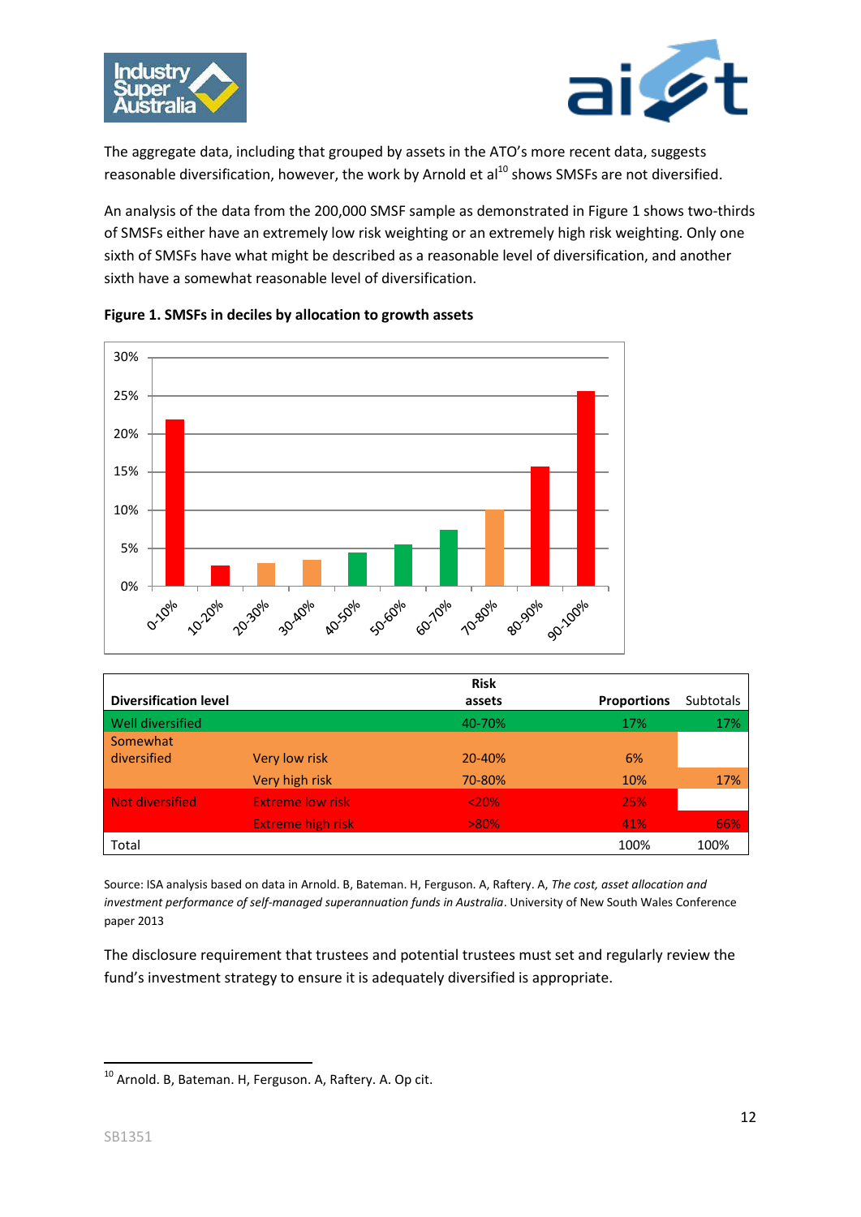The aggregate data, including that grouped by assets in the ATO's more recent data, suggests reasonable diversification, however, the work by Arnold et al[10] shows SMSFs are not diversified.

An analysis of the data from the 200,000 SMSF sample as demonstrated in Figure 1 shows two-thirds of SMSFs either have an extremely low risk weighting or an extremely high risk weighting. Only one sixth of SMSFs have what might be described as a reasonable level of diversification, and another sixth have a somewhat reasonable level of diversification.

**Figure 1. SMSFs in deciles by allocation to growth assets**

| Diversification level | | Risk assets | Proportions | Subtotals |
|---|---|---|---|---|
| Well diversified | | 40-70% | 17% | 17% |
| Somewhat diversified | Very low risk | 20-40% | 6% | |
| | Very high risk | 70-80% | 10% | 17% |
| Not diversified | Extreme low risk | <20% | 25% | |
| | Extreme high risk | >80% | 41% | 66% |
| Total | | | 100% | 100% |

Source: ISA analysis based on data in Arnold. B, Bateman. H, Ferguson. A, Raftery. A, *The cost, asset allocation and investment performance of self-managed superannuation funds in Australia*. University of New South Wales Conference paper 2013

The disclosure requirement that trustees and potential trustees must set and regularly review the fund's investment strategy to ensure it is adequately diversified is appropriate.

[10] Arnold. B, Bateman. H, Ferguson. A, Raftery. A. Op cit.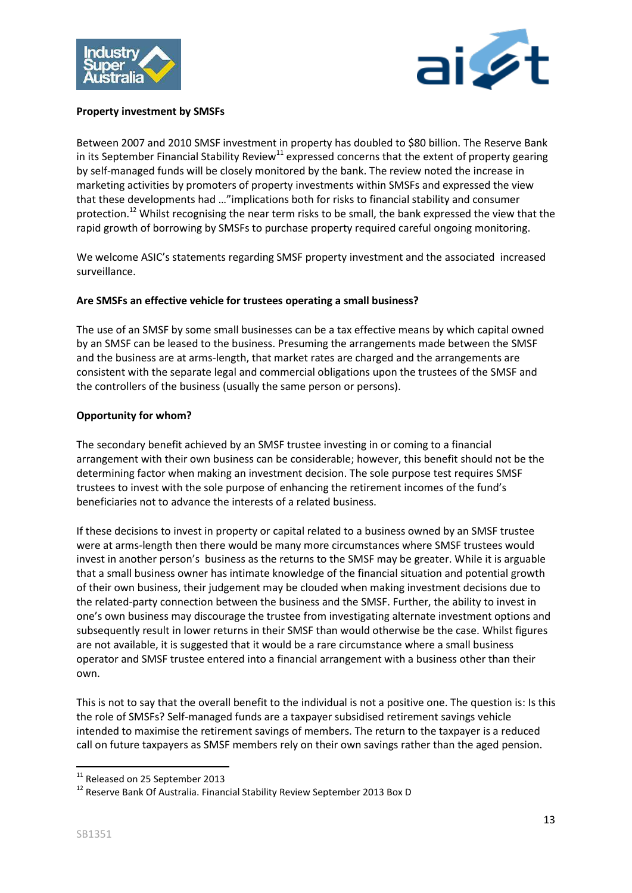**Property investment by SMSFs**

Between 2007 and 2010 SMSF investment in property has doubled to $80 billion. The Reserve Bank in its September Financial Stability Review[11] expressed concerns that the extent of property gearing by self-managed funds will be closely monitored by the bank. The review noted the increase in marketing activities by promoters of property investments within SMSFs and expressed the view that these developments had …"implications both for risks to financial stability and consumer protection.[12] Whilst recognising the near term risks to be small, the bank expressed the view that the rapid growth of borrowing by SMSFs to purchase property required careful ongoing monitoring.

We welcome ASIC's statements regarding SMSF property investment and the associated increased surveillance.

**Are SMSFs an effective vehicle for trustees operating a small business?**

The use of an SMSF by some small businesses can be a tax effective means by which capital owned by an SMSF can be leased to the business. Presuming the arrangements made between the SMSF and the business are at arms-length, that market rates are charged and the arrangements are consistent with the separate legal and commercial obligations upon the trustees of the SMSF and the controllers of the business (usually the same person or persons).

**Opportunity for whom?**

The secondary benefit achieved by an SMSF trustee investing in or coming to a financial arrangement with their own business can be considerable; however, this benefit should not be the determining factor when making an investment decision. The sole purpose test requires SMSF trustees to invest with the sole purpose of enhancing the retirement incomes of the fund's beneficiaries not to advance the interests of a related business.

If these decisions to invest in property or capital related to a business owned by an SMSF trustee were at arms-length then there would be many more circumstances where SMSF trustees would invest in another person's business as the returns to the SMSF may be greater. While it is arguable that a small business owner has intimate knowledge of the financial situation and potential growth of their own business, their judgement may be clouded when making investment decisions due to the related-party connection between the business and the SMSF. Further, the ability to invest in one's own business may discourage the trustee from investigating alternate investment options and subsequently result in lower returns in their SMSF than would otherwise be the case. Whilst figures are not available, it is suggested that it would be a rare circumstance where a small business operator and SMSF trustee entered into a financial arrangement with a business other than their own.

This is not to say that the overall benefit to the individual is not a positive one. The question is: Is this the role of SMSFs? Self-managed funds are a taxpayer subsidised retirement savings vehicle intended to maximise the retirement savings of members. The return to the taxpayer is a reduced call on future taxpayers as SMSF members rely on their own savings rather than the aged pension.

---

[11] Released on 25 September 2013

[12] Reserve Bank Of Australia. Financial Stability Review September 2013 Box D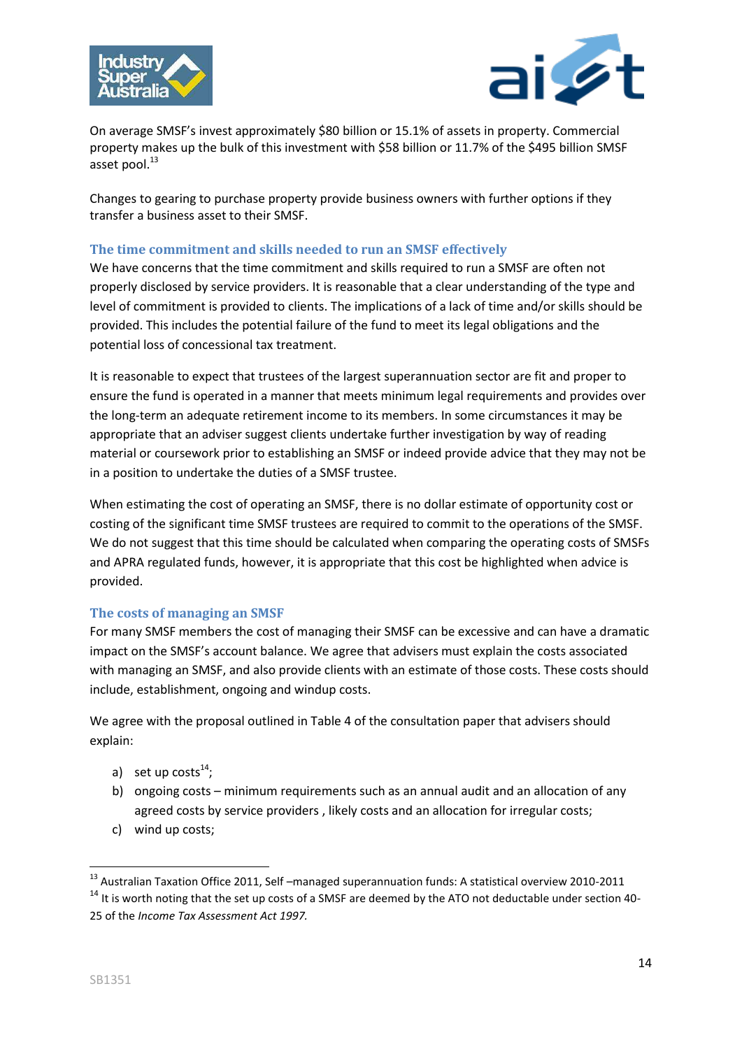On average SMSF's invest approximately $80 billion or 15.1% of assets in property. Commercial property makes up the bulk of this investment with $58 billion or 11.7% of the $495 billion SMSF asset pool.[13]

Changes to gearing to purchase property provide business owners with further options if they transfer a business asset to their SMSF.

### The time commitment and skills needed to run an SMSF effectively

We have concerns that the time commitment and skills required to run a SMSF are often not properly disclosed by service providers. It is reasonable that a clear understanding of the type and level of commitment is provided to clients. The implications of a lack of time and/or skills should be provided. This includes the potential failure of the fund to meet its legal obligations and the potential loss of concessional tax treatment.

It is reasonable to expect that trustees of the largest superannuation sector are fit and proper to ensure the fund is operated in a manner that meets minimum legal requirements and provides over the long-term an adequate retirement income to its members. In some circumstances it may be appropriate that an adviser suggest clients undertake further investigation by way of reading material or coursework prior to establishing an SMSF or indeed provide advice that they may not be in a position to undertake the duties of a SMSF trustee.

When estimating the cost of operating an SMSF, there is no dollar estimate of opportunity cost or costing of the significant time SMSF trustees are required to commit to the operations of the SMSF. We do not suggest that this time should be calculated when comparing the operating costs of SMSFs and APRA regulated funds, however, it is appropriate that this cost be highlighted when advice is provided.

### The costs of managing an SMSF

For many SMSF members the cost of managing their SMSF can be excessive and can have a dramatic impact on the SMSF's account balance. We agree that advisers must explain the costs associated with managing an SMSF, and also provide clients with an estimate of those costs. These costs should include, establishment, ongoing and windup costs.

We agree with the proposal outlined in Table 4 of the consultation paper that advisers should explain:

a) set up costs[14];
b) ongoing costs – minimum requirements such as an annual audit and an allocation of any agreed costs by service providers , likely costs and an allocation for irregular costs;
c) wind up costs;

---

[13] Australian Taxation Office 2011, Self –managed superannuation funds: A statistical overview 2010-2011

[14] It is worth noting that the set up costs of a SMSF are deemed by the ATO not deductable under section 40-25 of the *Income Tax Assessment Act 1997.*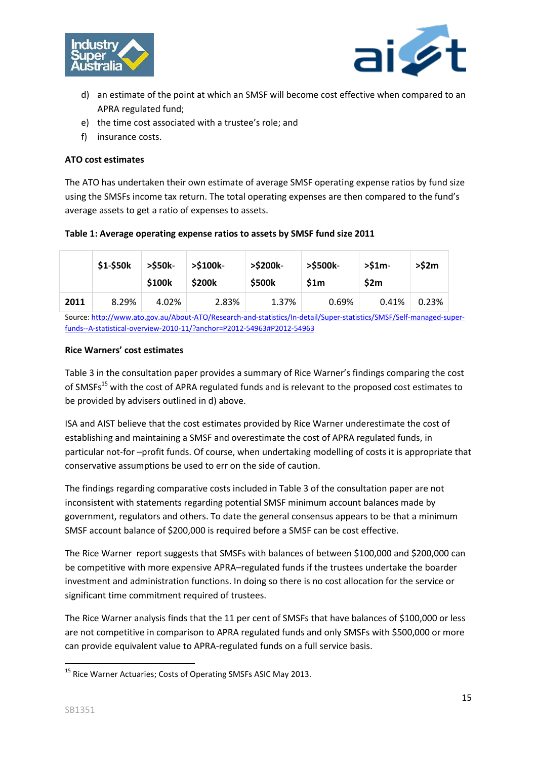d) an estimate of the point at which an SMSF will become cost effective when compared to an APRA regulated fund;
e) the time cost associated with a trustee's role; and
f) insurance costs.

**ATO cost estimates**

The ATO has undertaken their own estimate of average SMSF operating expense ratios by fund size using the SMSFs income tax return. The total operating expenses are then compared to the fund's average assets to get a ratio of expenses to assets.

**Table 1: Average operating expense ratios to assets by SMSF fund size 2011**

| | $1-$50k | >$50k-$100k | >$100k-$200k | >$200k-$500k | >$500k-$1m | >$1m-$2m | >$2m |
|---|---|---|---|---|---|---|---|
| **2011** | 8.29% | 4.02% | 2.83% | 1.37% | 0.69% | 0.41% | 0.23% |

Source: http://www.ato.gov.au/About-ATO/Research-and-statistics/In-detail/Super-statistics/SMSF/Self-managed-super-funds--A-statistical-overview-2010-11/?anchor=P2012-54963#P2012-54963

**Rice Warners' cost estimates**

Table 3 in the consultation paper provides a summary of Rice Warner's findings comparing the cost of SMSFs[15] with the cost of APRA regulated funds and is relevant to the proposed cost estimates to be provided by advisers outlined in d) above.

ISA and AIST believe that the cost estimates provided by Rice Warner underestimate the cost of establishing and maintaining a SMSF and overestimate the cost of APRA regulated funds, in particular not-for –profit funds. Of course, when undertaking modelling of costs it is appropriate that conservative assumptions be used to err on the side of caution.

The findings regarding comparative costs included in Table 3 of the consultation paper are not inconsistent with statements regarding potential SMSF minimum account balances made by government, regulators and others. To date the general consensus appears to be that a minimum SMSF account balance of $200,000 is required before a SMSF can be cost effective.

The Rice Warner report suggests that SMSFs with balances of between $100,000 and $200,000 can be competitive with more expensive APRA–regulated funds if the trustees undertake the boarder investment and administration functions. In doing so there is no cost allocation for the service or significant time commitment required of trustees.

The Rice Warner analysis finds that the 11 per cent of SMSFs that have balances of $100,000 or less are not competitive in comparison to APRA regulated funds and only SMSFs with $500,000 or more can provide equivalent value to APRA-regulated funds on a full service basis.

[15] Rice Warner Actuaries; Costs of Operating SMSFs ASIC May 2013.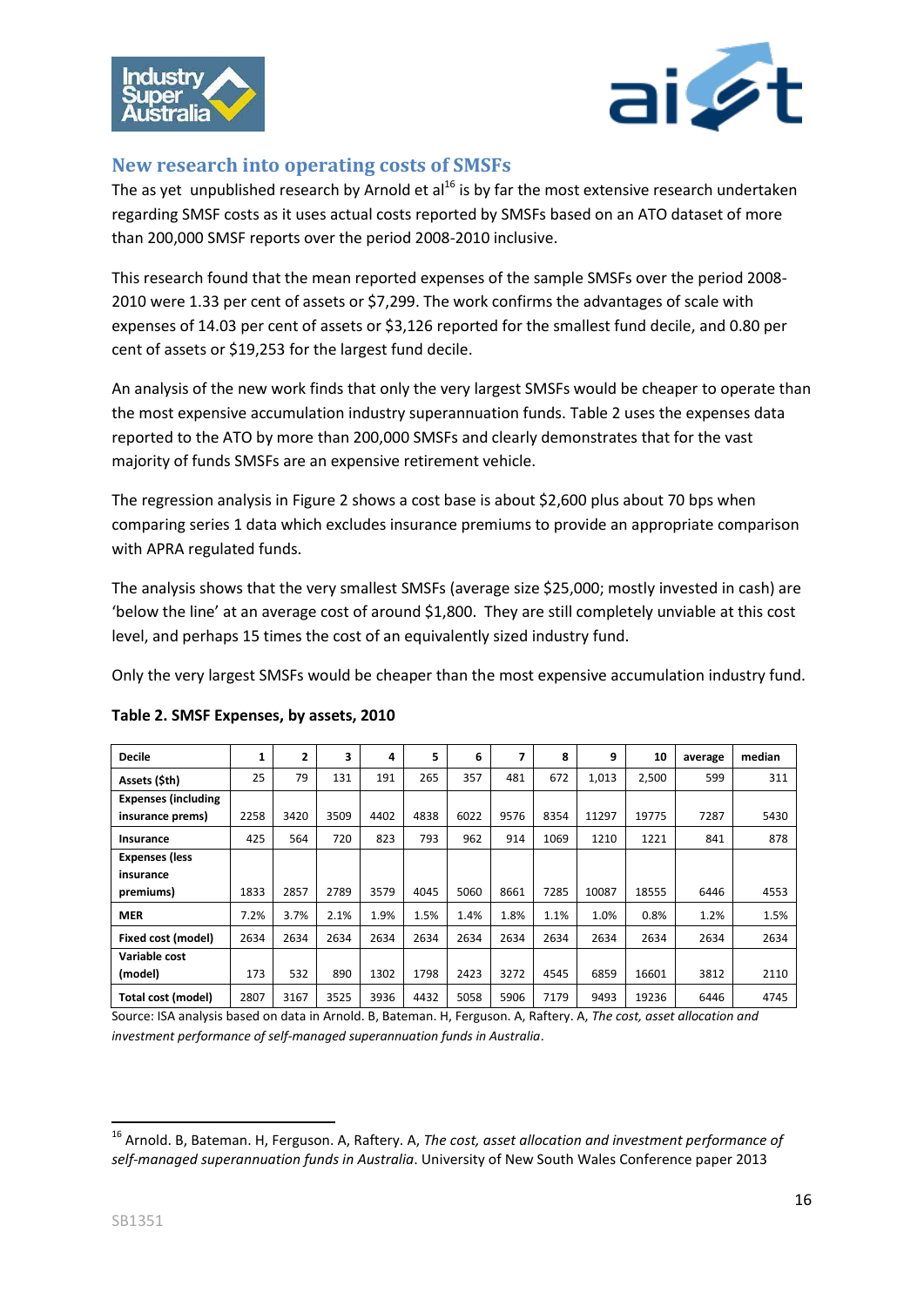## New research into operating costs of SMSFs

The as yet unpublished research by Arnold et al[16] is by far the most extensive research undertaken regarding SMSF costs as it uses actual costs reported by SMSFs based on an ATO dataset of more than 200,000 SMSF reports over the period 2008-2010 inclusive.

This research found that the mean reported expenses of the sample SMSFs over the period 2008-2010 were 1.33 per cent of assets or $7,299. The work confirms the advantages of scale with expenses of 14.03 per cent of assets or $3,126 reported for the smallest fund decile, and 0.80 per cent of assets or $19,253 for the largest fund decile.

An analysis of the new work finds that only the very largest SMSFs would be cheaper to operate than the most expensive accumulation industry superannuation funds. Table 2 uses the expenses data reported to the ATO by more than 200,000 SMSFs and clearly demonstrates that for the vast majority of funds SMSFs are an expensive retirement vehicle.

The regression analysis in Figure 2 shows a cost base is about $2,600 plus about 70 bps when comparing series 1 data which excludes insurance premiums to provide an appropriate comparison with APRA regulated funds.

The analysis shows that the very smallest SMSFs (average size $25,000; mostly invested in cash) are 'below the line' at an average cost of around $1,800. They are still completely unviable at this cost level, and perhaps 15 times the cost of an equivalently sized industry fund.

Only the very largest SMSFs would be cheaper than the most expensive accumulation industry fund.

**Table 2. SMSF Expenses, by assets, 2010**

| Decile | 1 | 2 | 3 | 4 | 5 | 6 | 7 | 8 | 9 | 10 | average | median |
|---|---|---|---|---|---|---|---|---|---|---|---|---|
| Assets ($th) | 25 | 79 | 131 | 191 | 265 | 357 | 481 | 672 | 1,013 | 2,500 | 599 | 311 |
| Expenses (including insurance prems) | 2258 | 3420 | 3509 | 4402 | 4838 | 6022 | 9576 | 8354 | 11297 | 19775 | 7287 | 5430 |
| Insurance | 425 | 564 | 720 | 823 | 793 | 962 | 914 | 1069 | 1210 | 1221 | 841 | 878 |
| Expenses (less insurance premiums) | 1833 | 2857 | 2789 | 3579 | 4045 | 5060 | 8661 | 7285 | 10087 | 18555 | 6446 | 4553 |
| MER | 7.2% | 3.7% | 2.1% | 1.9% | 1.5% | 1.4% | 1.8% | 1.1% | 1.0% | 0.8% | 1.2% | 1.5% |
| Fixed cost (model) | 2634 | 2634 | 2634 | 2634 | 2634 | 2634 | 2634 | 2634 | 2634 | 2634 | 2634 | 2634 |
| Variable cost (model) | 173 | 532 | 890 | 1302 | 1798 | 2423 | 3272 | 4545 | 6859 | 16601 | 3812 | 2110 |
| Total cost (model) | 2807 | 3167 | 3525 | 3936 | 4432 | 5058 | 5906 | 7179 | 9493 | 19236 | 6446 | 4745 |

Source: ISA analysis based on data in Arnold. B, Bateman. H, Ferguson. A, Raftery. A, *The cost, asset allocation and investment performance of self-managed superannuation funds in Australia*.

[16] Arnold. B, Bateman. H, Ferguson. A, Raftery. A, *The cost, asset allocation and investment performance of self-managed superannuation funds in Australia*. University of New South Wales Conference paper 2013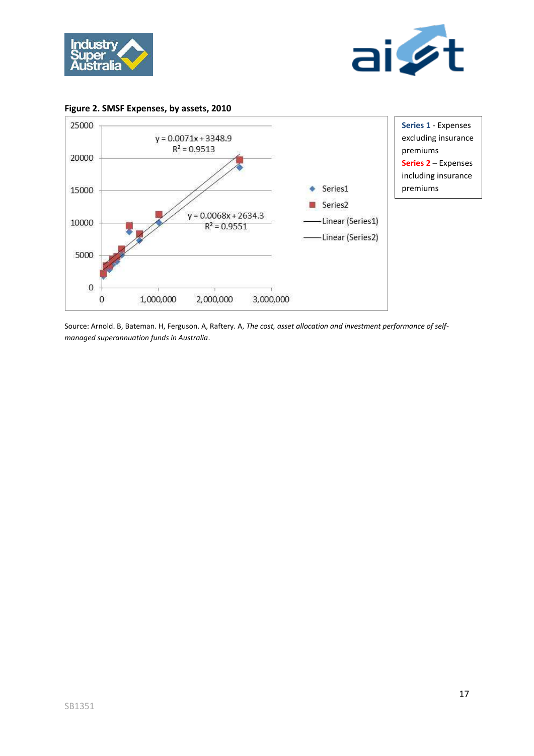**Figure 2. SMSF Expenses, by assets, 2010**

$y = 0.0071x + 3348.9$
$R^2 = 0.9513$

$y = 0.0068x + 2634.3$
$R^2 = 0.9551$

Series1
Series2
Linear (Series1)
Linear (Series2)

**Series 1** - Expenses excluding insurance premiums
**Series 2** – Expenses including insurance premiums

Source: Arnold. B, Bateman. H, Ferguson. A, Raftery. A, *The cost, asset allocation and investment performance of self-managed superannuation funds in Australia*.

SB1351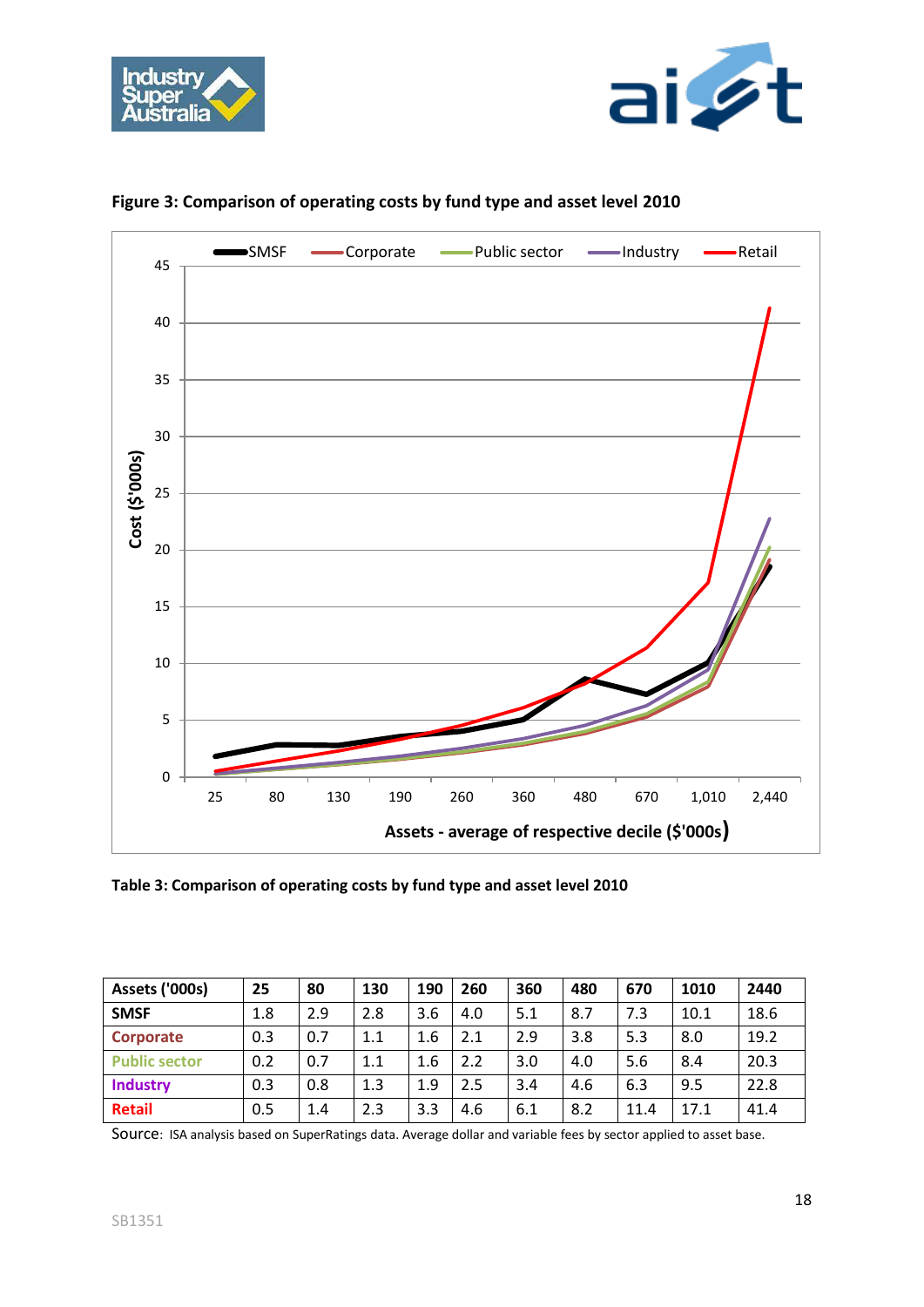**Figure 3: Comparison of operating costs by fund type and asset level 2010**

**Table 3: Comparison of operating costs by fund type and asset level 2010**

| Assets ('000s) | 25 | 80 | 130 | 190 | 260 | 360 | 480 | 670 | 1010 | 2440 |
|---|---|---|---|---|---|---|---|---|---|---|
| **SMSF** | 1.8 | 2.9 | 2.8 | 3.6 | 4.0 | 5.1 | 8.7 | 7.3 | 10.1 | 18.6 |
| **Corporate** | 0.3 | 0.7 | 1.1 | 1.6 | 2.1 | 2.9 | 3.8 | 5.3 | 8.0 | 19.2 |
| **Public sector** | 0.2 | 0.7 | 1.1 | 1.6 | 2.2 | 3.0 | 4.0 | 5.6 | 8.4 | 20.3 |
| **Industry** | 0.3 | 0.8 | 1.3 | 1.9 | 2.5 | 3.4 | 4.6 | 6.3 | 9.5 | 22.8 |
| **Retail** | 0.5 | 1.4 | 2.3 | 3.3 | 4.6 | 6.1 | 8.2 | 11.4 | 17.1 | 41.4 |

Source: ISA analysis based on SuperRatings data. Average dollar and variable fees by sector applied to asset base.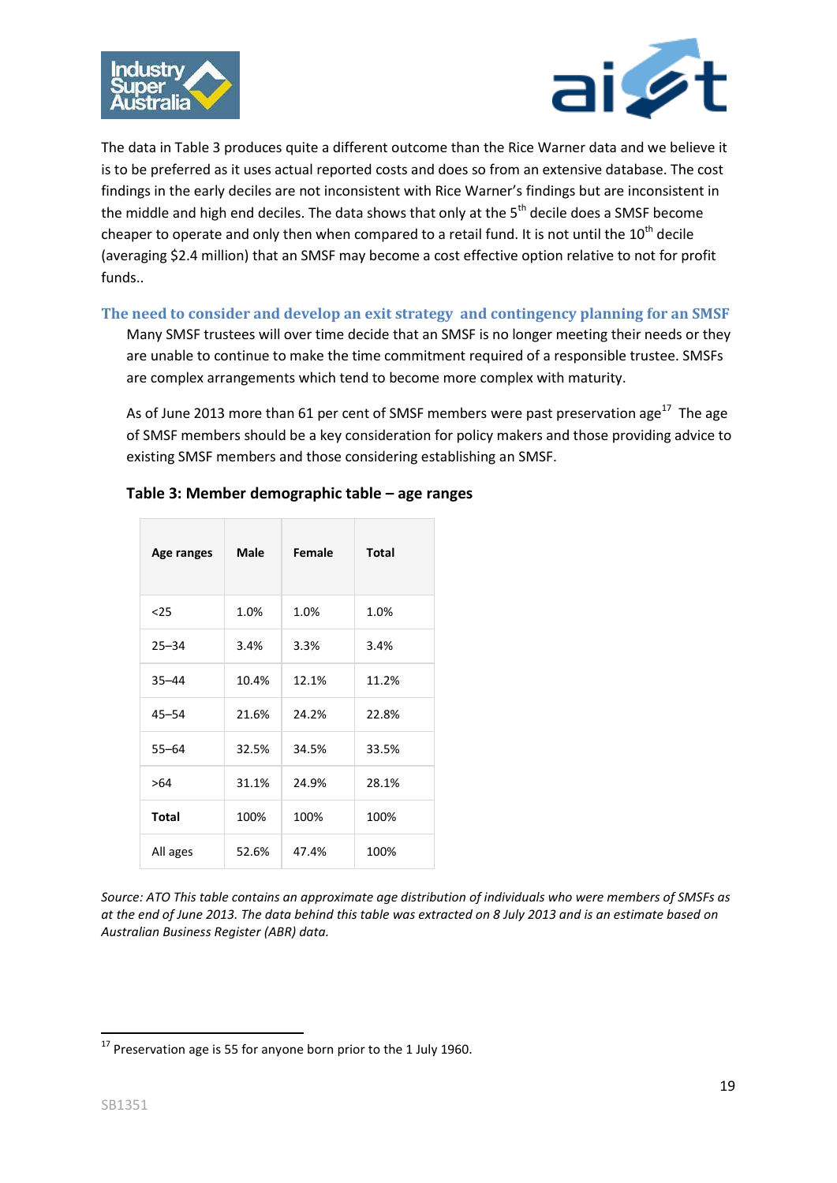The data in Table 3 produces quite a different outcome than the Rice Warner data and we believe it is to be preferred as it uses actual reported costs and does so from an extensive database. The cost findings in the early deciles are not inconsistent with Rice Warner's findings but are inconsistent in the middle and high end deciles. The data shows that only at the 5th decile does a SMSF become cheaper to operate and only then when compared to a retail fund. It is not until the 10th decile (averaging $2.4 million) that an SMSF may become a cost effective option relative to not for profit funds..

## The need to consider and develop an exit strategy and contingency planning for an SMSF

Many SMSF trustees will over time decide that an SMSF is no longer meeting their needs or they are unable to continue to make the time commitment required of a responsible trustee. SMSFs are complex arrangements which tend to become more complex with maturity.

As of June 2013 more than 61 per cent of SMSF members were past preservation age[17] The age of SMSF members should be a key consideration for policy makers and those providing advice to existing SMSF members and those considering establishing an SMSF.

**Table 3: Member demographic table – age ranges**

| Age ranges | Male | Female | Total |
|---|---|---|---|
| <25 | 1.0% | 1.0% | 1.0% |
| 25–34 | 3.4% | 3.3% | 3.4% |
| 35–44 | 10.4% | 12.1% | 11.2% |
| 45–54 | 21.6% | 24.2% | 22.8% |
| 55–64 | 32.5% | 34.5% | 33.5% |
| >64 | 31.1% | 24.9% | 28.1% |
| **Total** | 100% | 100% | 100% |
| All ages | 52.6% | 47.4% | 100% |

*Source: ATO This table contains an approximate age distribution of individuals who were members of SMSFs as at the end of June 2013. The data behind this table was extracted on 8 July 2013 and is an estimate based on Australian Business Register (ABR) data.*

[17] Preservation age is 55 for anyone born prior to the 1 July 1960.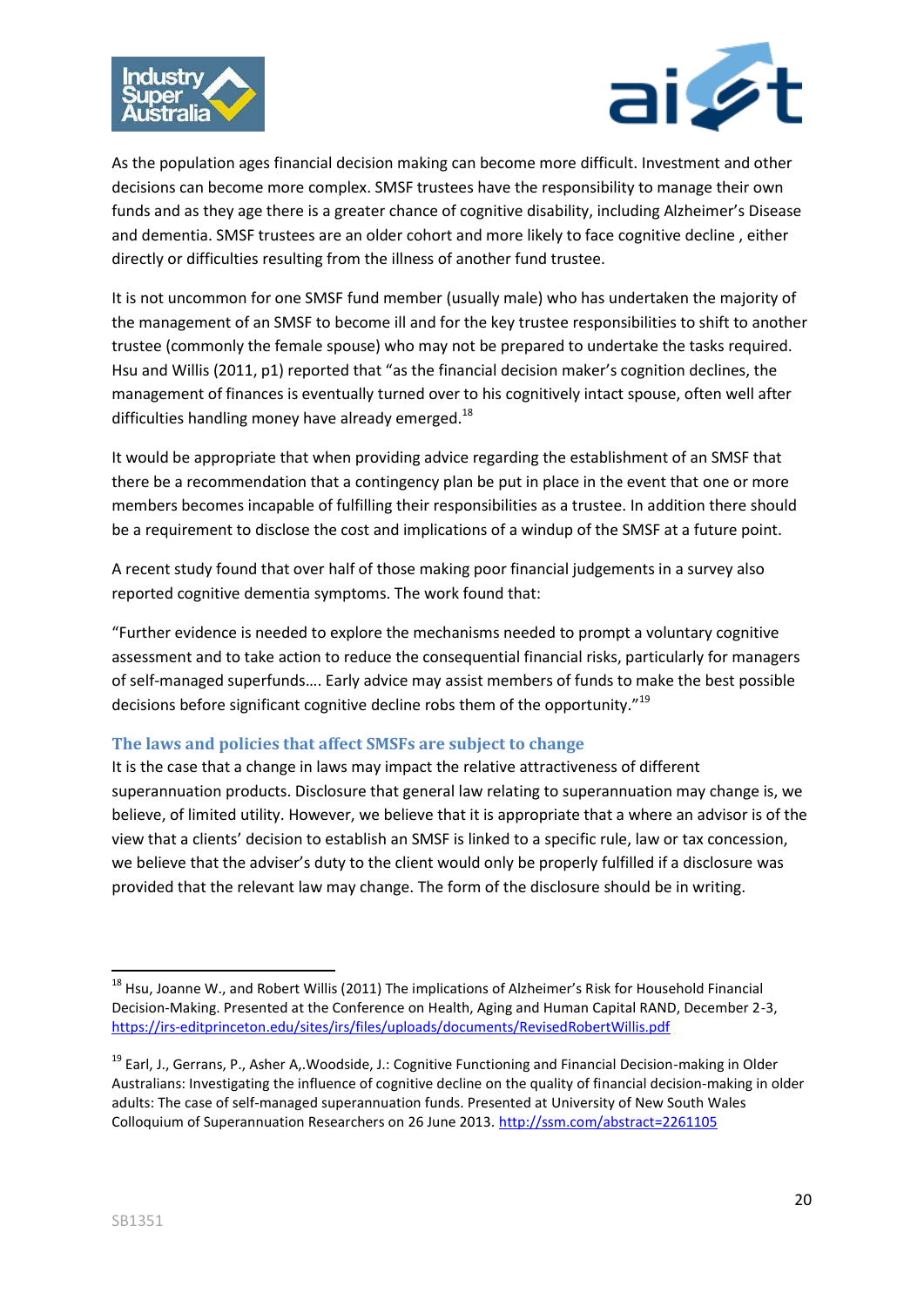As the population ages financial decision making can become more difficult. Investment and other decisions can become more complex. SMSF trustees have the responsibility to manage their own funds and as they age there is a greater chance of cognitive disability, including Alzheimer's Disease and dementia. SMSF trustees are an older cohort and more likely to face cognitive decline , either directly or difficulties resulting from the illness of another fund trustee.

It is not uncommon for one SMSF fund member (usually male) who has undertaken the majority of the management of an SMSF to become ill and for the key trustee responsibilities to shift to another trustee (commonly the female spouse) who may not be prepared to undertake the tasks required. Hsu and Willis (2011, p1) reported that "as the financial decision maker's cognition declines, the management of finances is eventually turned over to his cognitively intact spouse, often well after difficulties handling money have already emerged.[18]

It would be appropriate that when providing advice regarding the establishment of an SMSF that there be a recommendation that a contingency plan be put in place in the event that one or more members becomes incapable of fulfilling their responsibilities as a trustee. In addition there should be a requirement to disclose the cost and implications of a windup of the SMSF at a future point.

A recent study found that over half of those making poor financial judgements in a survey also reported cognitive dementia symptoms. The work found that:

"Further evidence is needed to explore the mechanisms needed to prompt a voluntary cognitive assessment and to take action to reduce the consequential financial risks, particularly for managers of self-managed superfunds…. Early advice may assist members of funds to make the best possible decisions before significant cognitive decline robs them of the opportunity."[19]

### The laws and policies that affect SMSFs are subject to change

It is the case that a change in laws may impact the relative attractiveness of different superannuation products. Disclosure that general law relating to superannuation may change is, we believe, of limited utility. However, we believe that it is appropriate that a where an advisor is of the view that a clients' decision to establish an SMSF is linked to a specific rule, law or tax concession, we believe that the adviser's duty to the client would only be properly fulfilled if a disclosure was provided that the relevant law may change. The form of the disclosure should be in writing.

---

[18] Hsu, Joanne W., and Robert Willis (2011) The implications of Alzheimer's Risk for Household Financial Decision-Making. Presented at the Conference on Health, Aging and Human Capital RAND, December 2-3, https://irs-editprinceton.edu/sites/irs/files/uploads/documents/RevisedRobertWillis.pdf

[19] Earl, J., Gerrans, P., Asher A,.Woodside, J.: Cognitive Functioning and Financial Decision-making in Older Australians: Investigating the influence of cognitive decline on the quality of financial decision-making in older adults: The case of self-managed superannuation funds. Presented at University of New South Wales Colloquium of Superannuation Researchers on 26 June 2013. http://ssm.com/abstract=2261105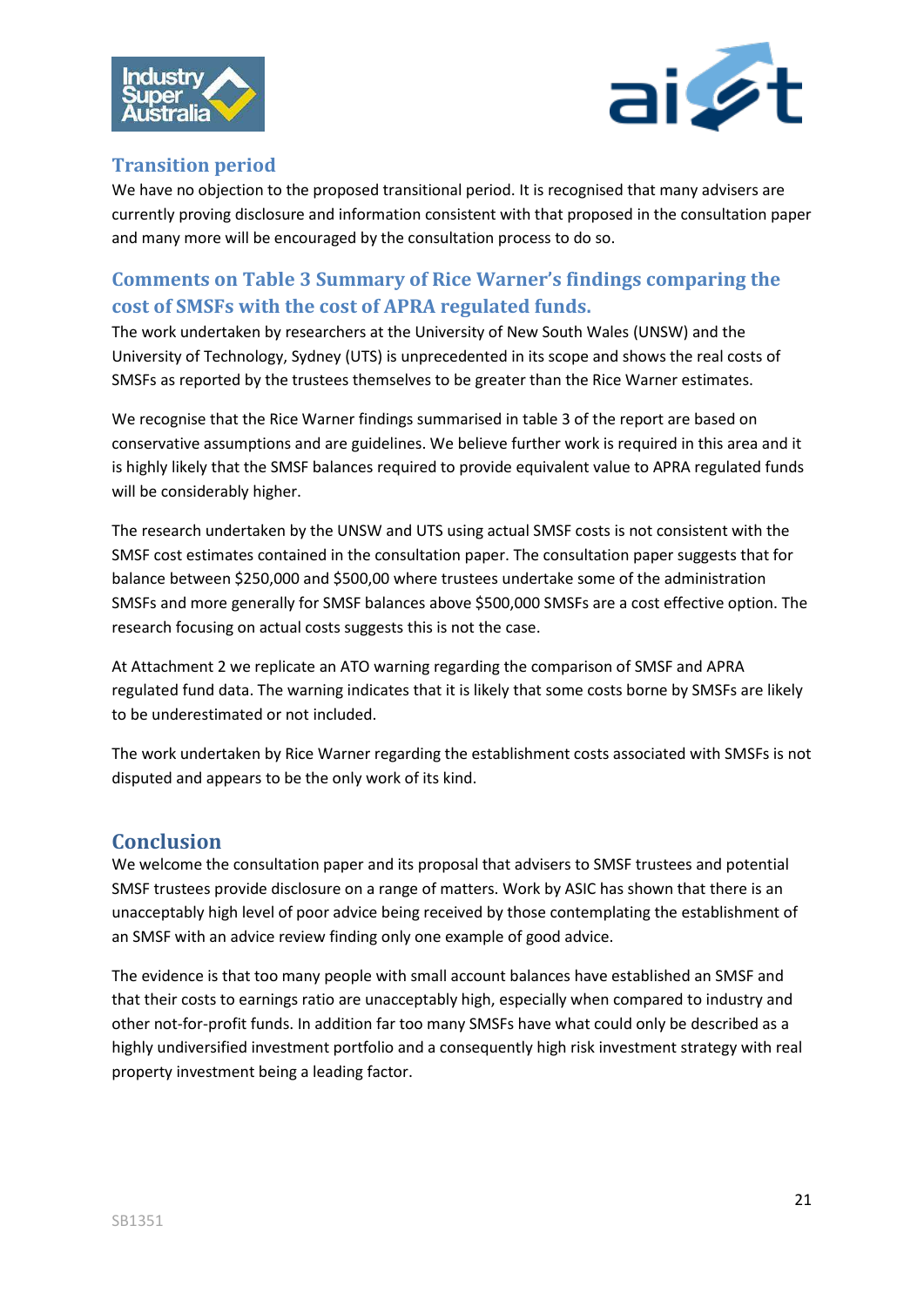## Transition period

We have no objection to the proposed transitional period. It is recognised that many advisers are currently proving disclosure and information consistent with that proposed in the consultation paper and many more will be encouraged by the consultation process to do so.

## Comments on Table 3 Summary of Rice Warner's findings comparing the cost of SMSFs with the cost of APRA regulated funds.

The work undertaken by researchers at the University of New South Wales (UNSW) and the University of Technology, Sydney (UTS) is unprecedented in its scope and shows the real costs of SMSFs as reported by the trustees themselves to be greater than the Rice Warner estimates.

We recognise that the Rice Warner findings summarised in table 3 of the report are based on conservative assumptions and are guidelines. We believe further work is required in this area and it is highly likely that the SMSF balances required to provide equivalent value to APRA regulated funds will be considerably higher.

The research undertaken by the UNSW and UTS using actual SMSF costs is not consistent with the SMSF cost estimates contained in the consultation paper. The consultation paper suggests that for balance between $250,000 and $500,00 where trustees undertake some of the administration SMSFs and more generally for SMSF balances above $500,000 SMSFs are a cost effective option. The research focusing on actual costs suggests this is not the case.

At Attachment 2 we replicate an ATO warning regarding the comparison of SMSF and APRA regulated fund data. The warning indicates that it is likely that some costs borne by SMSFs are likely to be underestimated or not included.

The work undertaken by Rice Warner regarding the establishment costs associated with SMSFs is not disputed and appears to be the only work of its kind.

## Conclusion

We welcome the consultation paper and its proposal that advisers to SMSF trustees and potential SMSF trustees provide disclosure on a range of matters. Work by ASIC has shown that there is an unacceptably high level of poor advice being received by those contemplating the establishment of an SMSF with an advice review finding only one example of good advice.

The evidence is that too many people with small account balances have established an SMSF and that their costs to earnings ratio are unacceptably high, especially when compared to industry and other not-for-profit funds. In addition far too many SMSFs have what could only be described as a highly undiversified investment portfolio and a consequently high risk investment strategy with real property investment being a leading factor.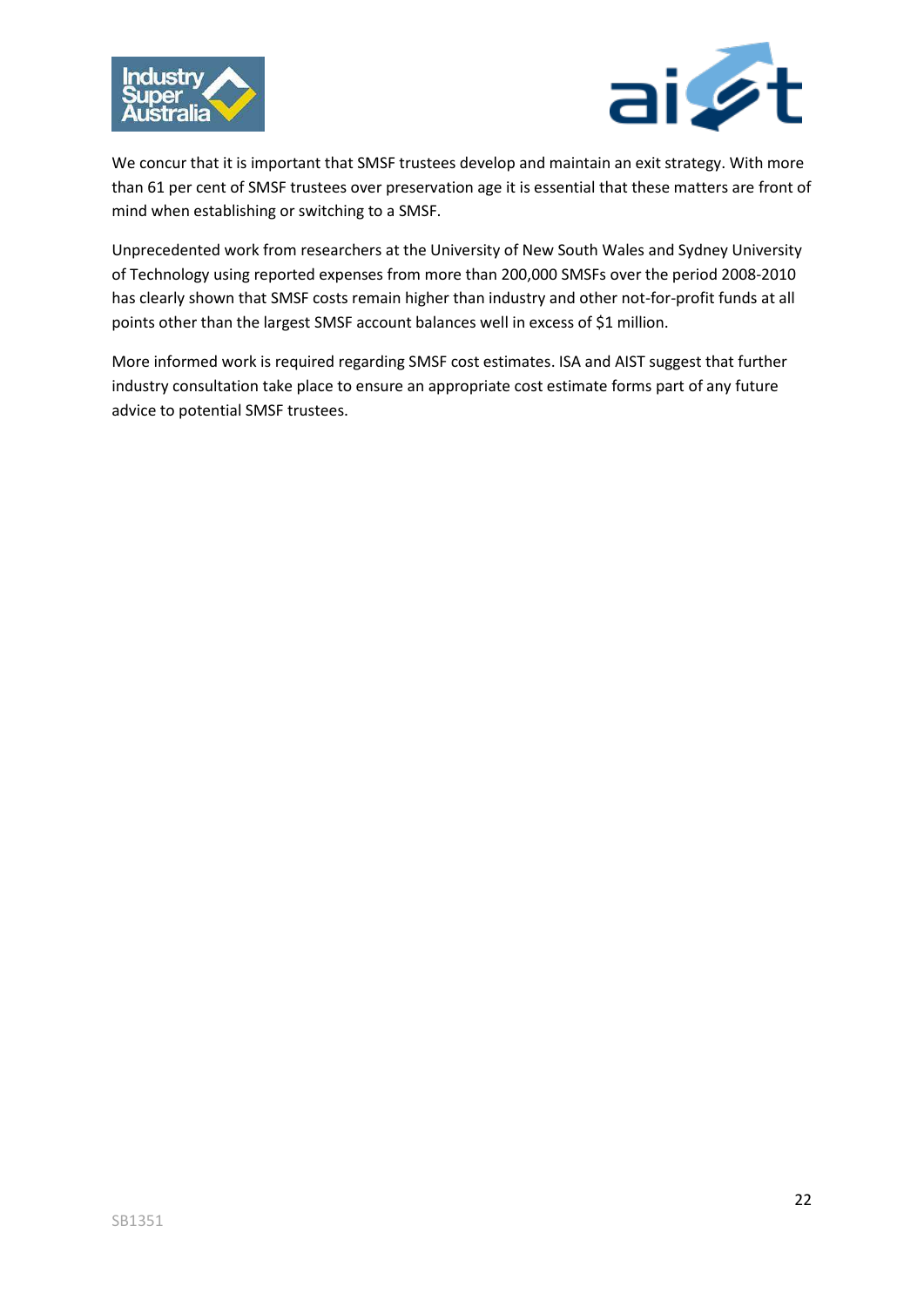We concur that it is important that SMSF trustees develop and maintain an exit strategy. With more than 61 per cent of SMSF trustees over preservation age it is essential that these matters are front of mind when establishing or switching to a SMSF.

Unprecedented work from researchers at the University of New South Wales and Sydney University of Technology using reported expenses from more than 200,000 SMSFs over the period 2008-2010 has clearly shown that SMSF costs remain higher than industry and other not-for-profit funds at all points other than the largest SMSF account balances well in excess of $1 million.

More informed work is required regarding SMSF cost estimates. ISA and AIST suggest that further industry consultation take place to ensure an appropriate cost estimate forms part of any future advice to potential SMSF trustees.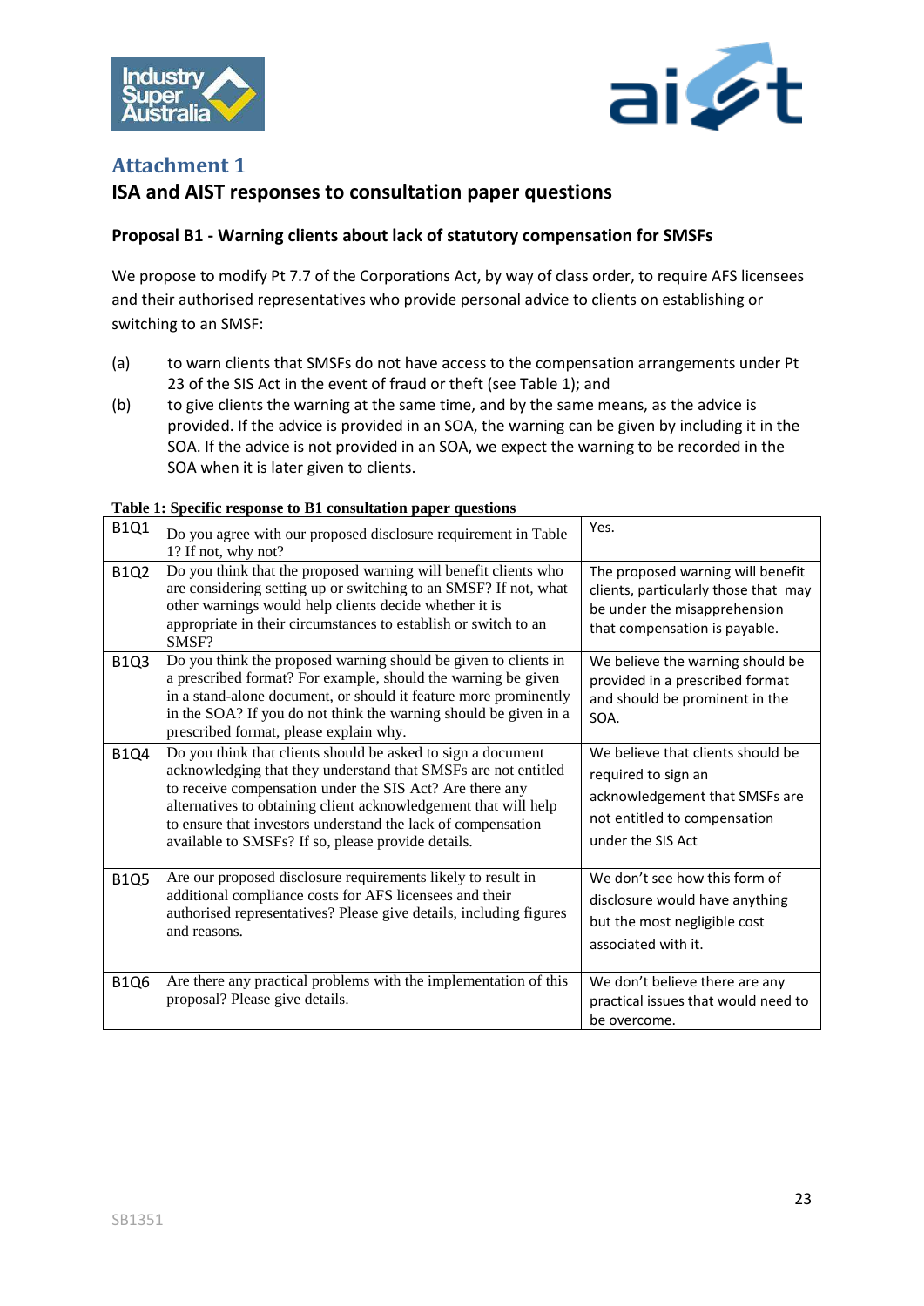# Attachment 1

## ISA and AIST responses to consultation paper questions

### Proposal B1 - Warning clients about lack of statutory compensation for SMSFs

We propose to modify Pt 7.7 of the Corporations Act, by way of class order, to require AFS licensees and their authorised representatives who provide personal advice to clients on establishing or switching to an SMSF:

(a) to warn clients that SMSFs do not have access to the compensation arrangements under Pt 23 of the SIS Act in the event of fraud or theft (see Table 1); and

(b) to give clients the warning at the same time, and by the same means, as the advice is provided. If the advice is provided in an SOA, the warning can be given by including it in the SOA. If the advice is not provided in an SOA, we expect the warning to be recorded in the SOA when it is later given to clients.

**Table 1: Specific response to B1 consultation paper questions**

| | | |
|---|---|---|
| B1Q1 | Do you agree with our proposed disclosure requirement in Table 1? If not, why not? | Yes. |
| B1Q2 | Do you think that the proposed warning will benefit clients who are considering setting up or switching to an SMSF? If not, what other warnings would help clients decide whether it is appropriate in their circumstances to establish or switch to an SMSF? | The proposed warning will benefit clients, particularly those that may be under the misapprehension that compensation is payable. |
| B1Q3 | Do you think the proposed warning should be given to clients in a prescribed format? For example, should the warning be given in a stand-alone document, or should it feature more prominently in the SOA? If you do not think the warning should be given in a prescribed format, please explain why. | We believe the warning should be provided in a prescribed format and should be prominent in the SOA. |
| B1Q4 | Do you think that clients should be asked to sign a document acknowledging that they understand that SMSFs are not entitled to receive compensation under the SIS Act? Are there any alternatives to obtaining client acknowledgement that will help to ensure that investors understand the lack of compensation available to SMSFs? If so, please provide details. | We believe that clients should be required to sign an acknowledgement that SMSFs are not entitled to compensation under the SIS Act |
| B1Q5 | Are our proposed disclosure requirements likely to result in additional compliance costs for AFS licensees and their authorised representatives? Please give details, including figures and reasons. | We don't see how this form of disclosure would have anything but the most negligible cost associated with it. |
| B1Q6 | Are there any practical problems with the implementation of this proposal? Please give details. | We don't believe there are any practical issues that would need to be overcome. |

SB1351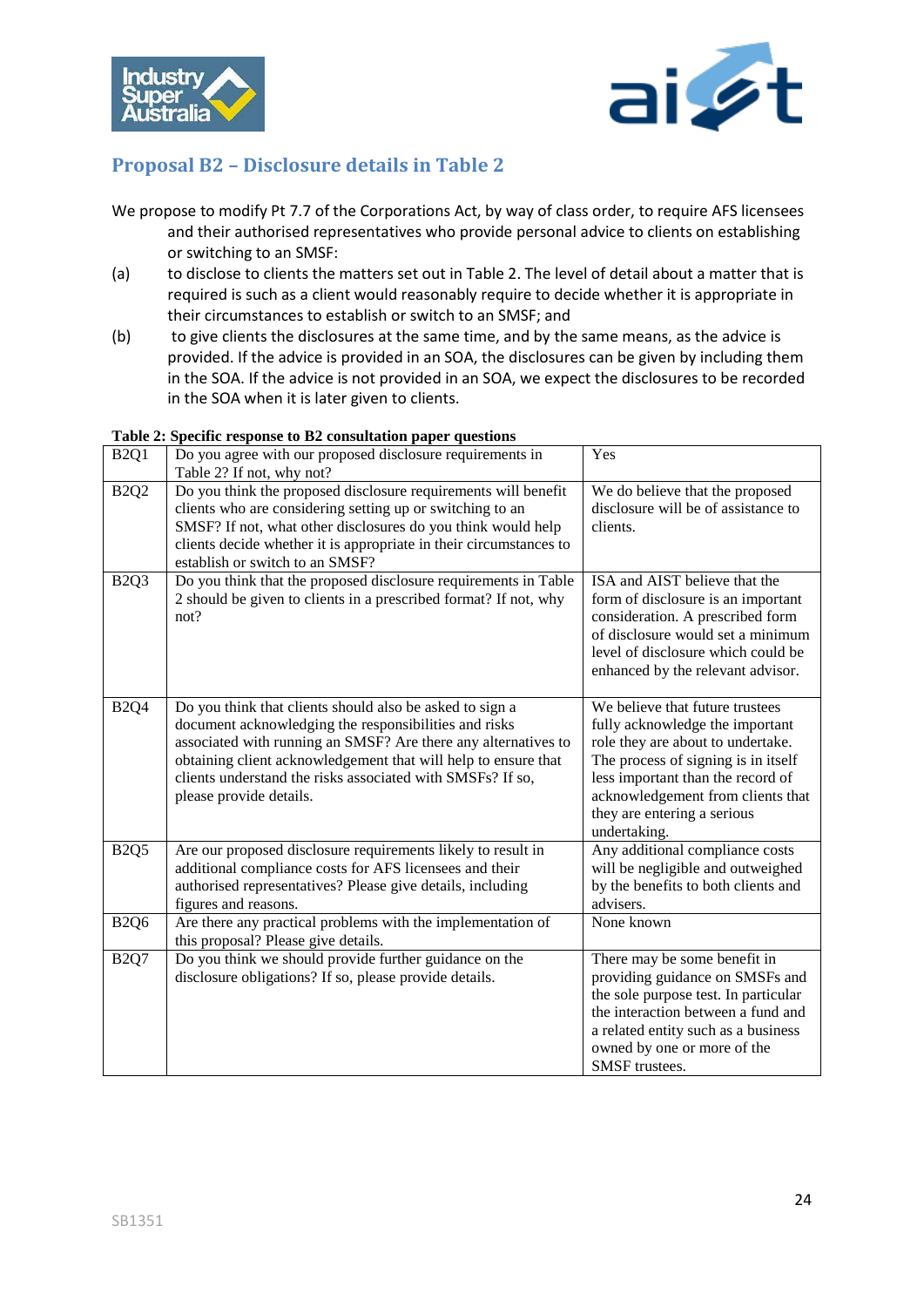## Proposal B2 – Disclosure details in Table 2

We propose to modify Pt 7.7 of the Corporations Act, by way of class order, to require AFS licensees and their authorised representatives who provide personal advice to clients on establishing or switching to an SMSF:

(a) to disclose to clients the matters set out in Table 2. The level of detail about a matter that is required is such as a client would reasonably require to decide whether it is appropriate in their circumstances to establish or switch to an SMSF; and

(b) to give clients the disclosures at the same time, and by the same means, as the advice is provided. If the advice is provided in an SOA, the disclosures can be given by including them in the SOA. If the advice is not provided in an SOA, we expect the disclosures to be recorded in the SOA when it is later given to clients.

**Table 2: Specific response to B2 consultation paper questions**

| | | |
|---|---|---|
| B2Q1 | Do you agree with our proposed disclosure requirements in Table 2? If not, why not? | Yes |
| B2Q2 | Do you think the proposed disclosure requirements will benefit clients who are considering setting up or switching to an SMSF? If not, what other disclosures do you think would help clients decide whether it is appropriate in their circumstances to establish or switch to an SMSF? | We do believe that the proposed disclosure will be of assistance to clients. |
| B2Q3 | Do you think that the proposed disclosure requirements in Table 2 should be given to clients in a prescribed format? If not, why not? | ISA and AIST believe that the form of disclosure is an important consideration. A prescribed form of disclosure would set a minimum level of disclosure which could be enhanced by the relevant advisor. |
| B2Q4 | Do you think that clients should also be asked to sign a document acknowledging the responsibilities and risks associated with running an SMSF? Are there any alternatives to obtaining client acknowledgement that will help to ensure that clients understand the risks associated with SMSFs? If so, please provide details. | We believe that future trustees fully acknowledge the important role they are about to undertake. The process of signing is in itself less important than the record of acknowledgement from clients that they are entering a serious undertaking. |
| B2Q5 | Are our proposed disclosure requirements likely to result in additional compliance costs for AFS licensees and their authorised representatives? Please give details, including figures and reasons. | Any additional compliance costs will be negligible and outweighed by the benefits to both clients and advisers. |
| B2Q6 | Are there any practical problems with the implementation of this proposal? Please give details. | None known |
| B2Q7 | Do you think we should provide further guidance on the disclosure obligations? If so, please provide details. | There may be some benefit in providing guidance on SMSFs and the sole purpose test. In particular the interaction between a fund and a related entity such as a business owned by one or more of the SMSF trustees. |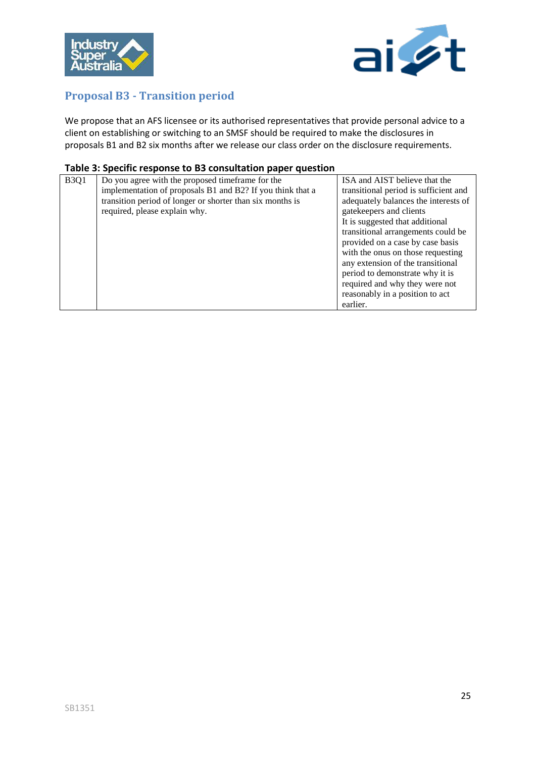## Proposal B3 - Transition period

We propose that an AFS licensee or its authorised representatives that provide personal advice to a client on establishing or switching to an SMSF should be required to make the disclosures in proposals B1 and B2 six months after we release our class order on the disclosure requirements.

**Table 3: Specific response to B3 consultation paper question**

| | | |
|---|---|---|
| B3Q1 | Do you agree with the proposed timeframe for the implementation of proposals B1 and B2? If you think that a transition period of longer or shorter than six months is required, please explain why. | ISA and AIST believe that the transitional period is sufficient and adequately balances the interests of gatekeepers and clients<br>It is suggested that additional transitional arrangements could be provided on a case by case basis with the onus on those requesting any extension of the transitional period to demonstrate why it is required and why they were not reasonably in a position to act earlier. |

SB1351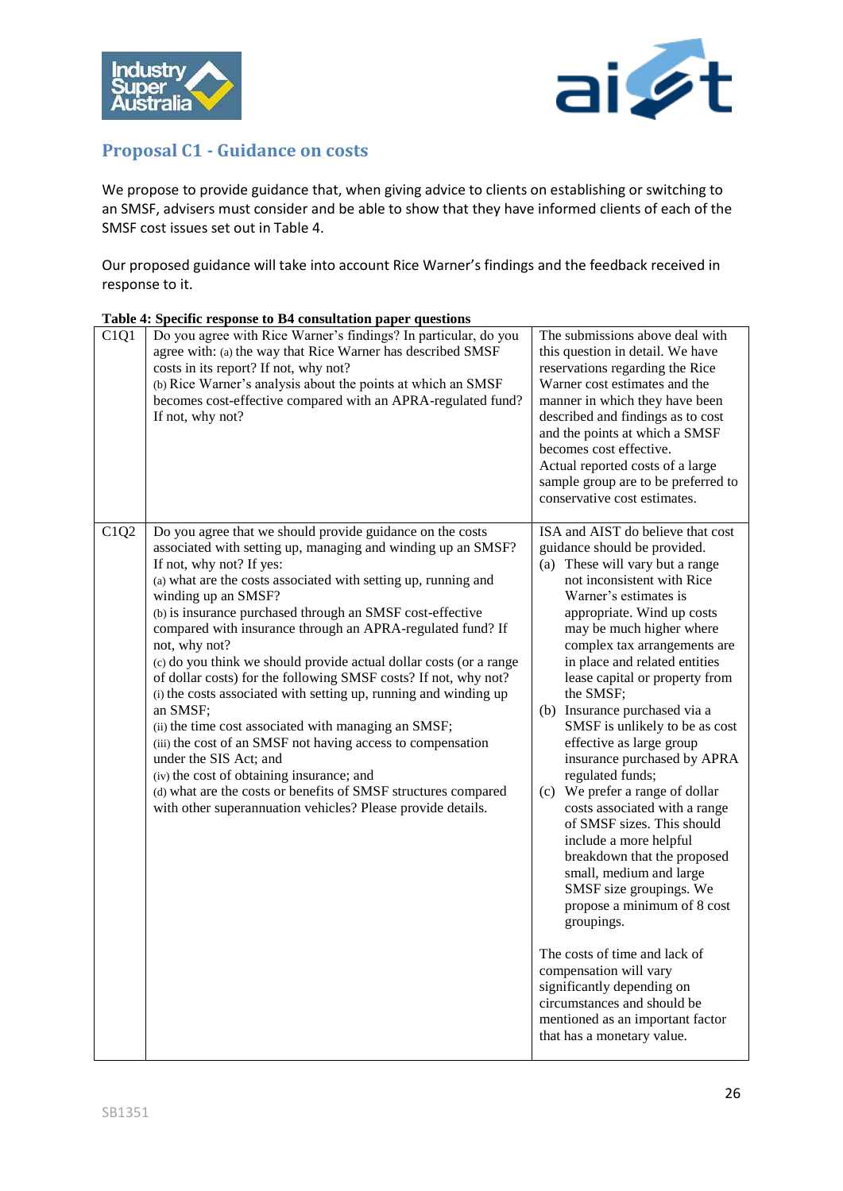## Proposal C1 - Guidance on costs

We propose to provide guidance that, when giving advice to clients on establishing or switching to an SMSF, advisers must consider and be able to show that they have informed clients of each of the SMSF cost issues set out in Table 4.

Our proposed guidance will take into account Rice Warner's findings and the feedback received in response to it.

**Table 4: Specific response to B4 consultation paper questions**

| | | |
|---|---|---|
| C1Q1 | Do you agree with Rice Warner's findings? In particular, do you agree with: (a) the way that Rice Warner has described SMSF costs in its report? If not, why not?<br>(b) Rice Warner's analysis about the points at which an SMSF becomes cost-effective compared with an APRA-regulated fund? If not, why not? | The submissions above deal with this question in detail. We have reservations regarding the Rice Warner cost estimates and the manner in which they have been described and findings as to cost and the points at which a SMSF becomes cost effective.<br>Actual reported costs of a large sample group are to be preferred to conservative cost estimates. |
| C1Q2 | Do you agree that we should provide guidance on the costs associated with setting up, managing and winding up an SMSF? If not, why not? If yes:<br>(a) what are the costs associated with setting up, running and winding up an SMSF?<br>(b) is insurance purchased through an SMSF cost-effective compared with insurance through an APRA-regulated fund? If not, why not?<br>(c) do you think we should provide actual dollar costs (or a range of dollar costs) for the following SMSF costs? If not, why not?<br>(i) the costs associated with setting up, running and winding up an SMSF;<br>(ii) the time cost associated with managing an SMSF;<br>(iii) the cost of an SMSF not having access to compensation under the SIS Act; and<br>(iv) the cost of obtaining insurance; and<br>(d) what are the costs or benefits of SMSF structures compared with other superannuation vehicles? Please provide details. | ISA and AIST do believe that cost guidance should be provided.<br>(a) These will vary but a range not inconsistent with Rice Warner's estimates is appropriate. Wind up costs may be much higher where complex tax arrangements are in place and related entities lease capital or property from the SMSF;<br>(b) Insurance purchased via a SMSF is unlikely to be as cost effective as large group insurance purchased by APRA regulated funds;<br>(c) We prefer a range of dollar costs associated with a range of SMSF sizes. This should include a more helpful breakdown that the proposed small, medium and large SMSF size groupings. We propose a minimum of 8 cost groupings.<br><br>The costs of time and lack of compensation will vary significantly depending on circumstances and should be mentioned as an important factor that has a monetary value. |

SB1351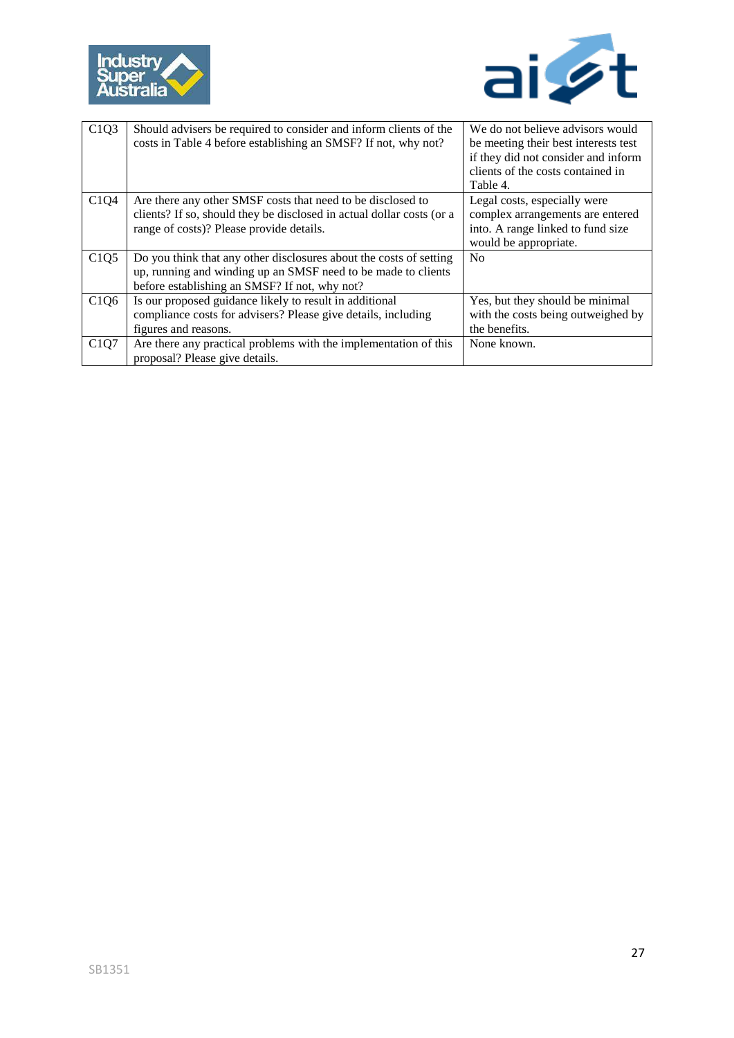| C1Q3 | Should advisers be required to consider and inform clients of the costs in Table 4 before establishing an SMSF? If not, why not? | We do not believe advisors would be meeting their best interests test if they did not consider and inform clients of the costs contained in Table 4. |
|---|---|---|
| C1Q4 | Are there any other SMSF costs that need to be disclosed to clients? If so, should they be disclosed in actual dollar costs (or a range of costs)? Please provide details. | Legal costs, especially were complex arrangements are entered into. A range linked to fund size would be appropriate. |
| C1Q5 | Do you think that any other disclosures about the costs of setting up, running and winding up an SMSF need to be made to clients before establishing an SMSF? If not, why not? | No |
| C1Q6 | Is our proposed guidance likely to result in additional compliance costs for advisers? Please give details, including figures and reasons. | Yes, but they should be minimal with the costs being outweighed by the benefits. |
| C1Q7 | Are there any practical problems with the implementation of this proposal? Please give details. | None known. |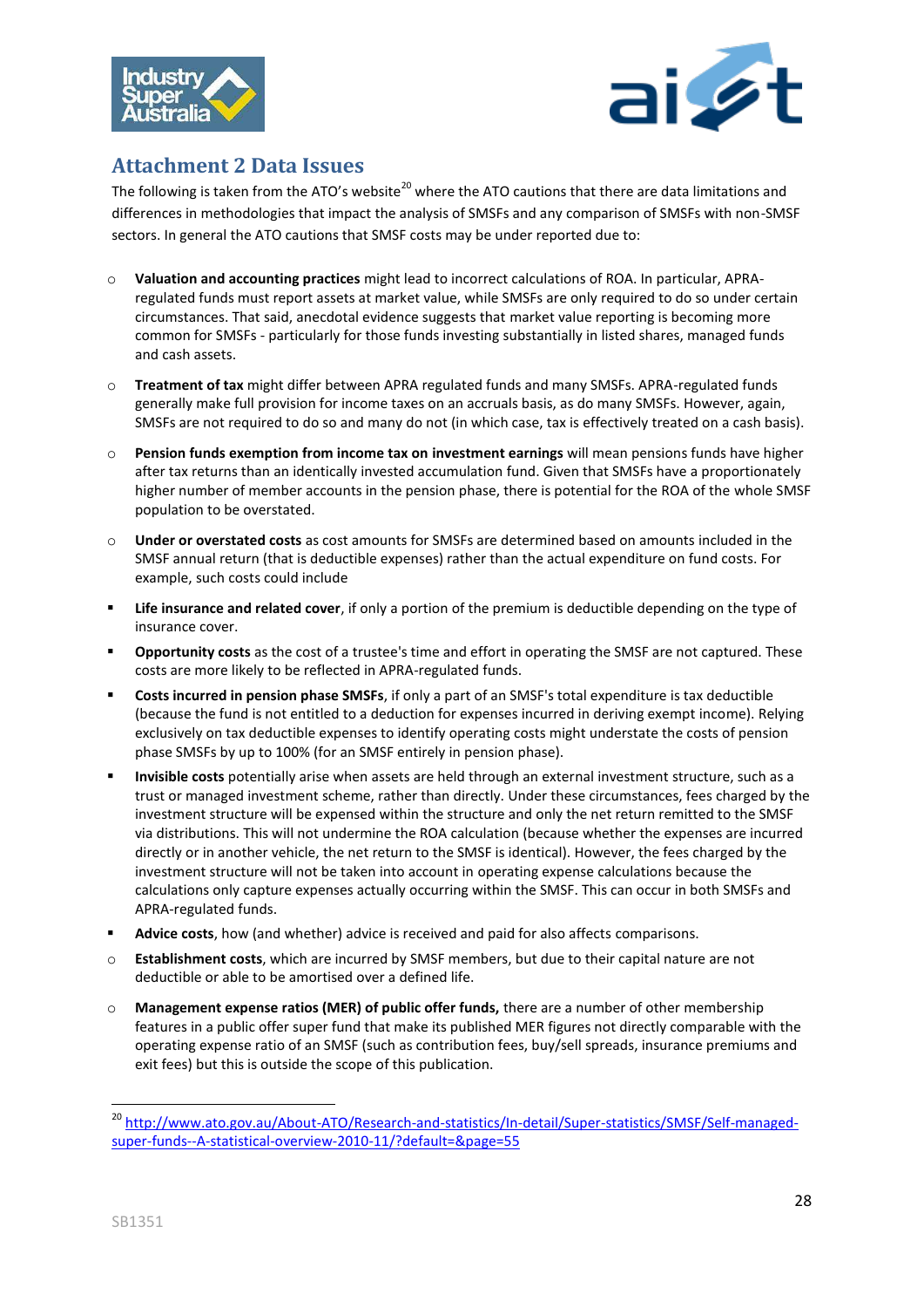## Attachment 2 Data Issues

The following is taken from the ATO's website[20] where the ATO cautions that there are data limitations and differences in methodologies that impact the analysis of SMSFs and any comparison of SMSFs with non-SMSF sectors. In general the ATO cautions that SMSF costs may be under reported due to:

- **Valuation and accounting practices** might lead to incorrect calculations of ROA. In particular, APRA-regulated funds must report assets at market value, while SMSFs are only required to do so under certain circumstances. That said, anecdotal evidence suggests that market value reporting is becoming more common for SMSFs - particularly for those funds investing substantially in listed shares, managed funds and cash assets.
- **Treatment of tax** might differ between APRA regulated funds and many SMSFs. APRA-regulated funds generally make full provision for income taxes on an accruals basis, as do many SMSFs. However, again, SMSFs are not required to do so and many do not (in which case, tax is effectively treated on a cash basis).
- **Pension funds exemption from income tax on investment earnings** will mean pensions funds have higher after tax returns than an identically invested accumulation fund. Given that SMSFs have a proportionately higher number of member accounts in the pension phase, there is potential for the ROA of the whole SMSF population to be overstated.
- **Under or overstated costs** as cost amounts for SMSFs are determined based on amounts included in the SMSF annual return (that is deductible expenses) rather than the actual expenditure on fund costs. For example, such costs could include
  - **Life insurance and related cover**, if only a portion of the premium is deductible depending on the type of insurance cover.
  - **Opportunity costs** as the cost of a trustee's time and effort in operating the SMSF are not captured. These costs are more likely to be reflected in APRA-regulated funds.
  - **Costs incurred in pension phase SMSFs**, if only a part of an SMSF's total expenditure is tax deductible (because the fund is not entitled to a deduction for expenses incurred in deriving exempt income). Relying exclusively on tax deductible expenses to identify operating costs might understate the costs of pension phase SMSFs by up to 100% (for an SMSF entirely in pension phase).
  - **Invisible costs** potentially arise when assets are held through an external investment structure, such as a trust or managed investment scheme, rather than directly. Under these circumstances, fees charged by the investment structure will be expensed within the structure and only the net return remitted to the SMSF via distributions. This will not undermine the ROA calculation (because whether the expenses are incurred directly or in another vehicle, the net return to the SMSF is identical). However, the fees charged by the investment structure will not be taken into account in operating expense calculations because the calculations only capture expenses actually occurring within the SMSF. This can occur in both SMSFs and APRA-regulated funds.
  - **Advice costs**, how (and whether) advice is received and paid for also affects comparisons.
- **Establishment costs**, which are incurred by SMSF members, but due to their capital nature are not deductible or able to be amortised over a defined life.
- **Management expense ratios (MER) of public offer funds,** there are a number of other membership features in a public offer super fund that make its published MER figures not directly comparable with the operating expense ratio of an SMSF (such as contribution fees, buy/sell spreads, insurance premiums and exit fees) but this is outside the scope of this publication.

[20] http://www.ato.gov.au/About-ATO/Research-and-statistics/In-detail/Super-statistics/SMSF/Self-managed-super-funds--A-statistical-overview-2010-11/?default=&page=55